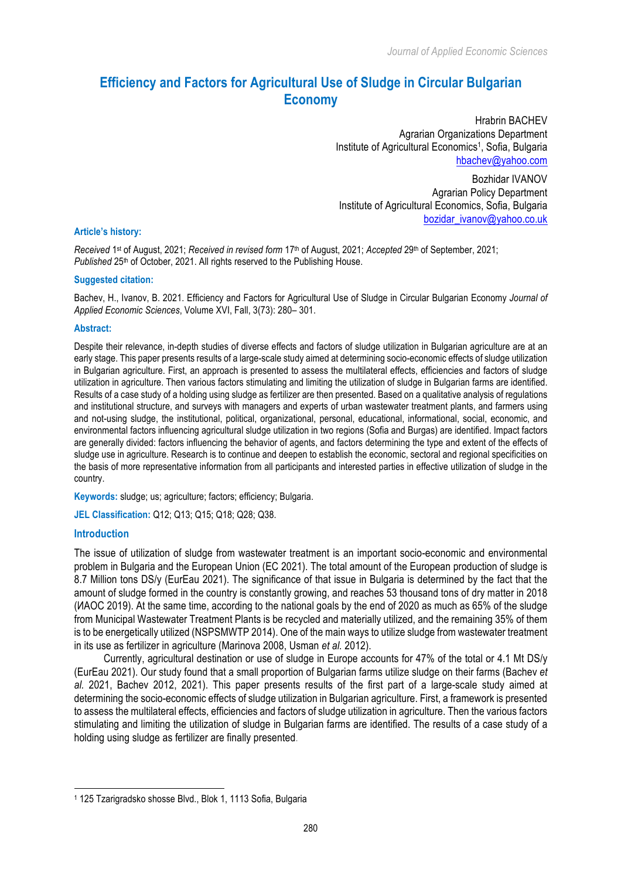# Efficiency and Factors for Agricultural Use of Sludge in Circular Bulgarian Economy

Hrabrin BACHEV
Agrarian Organizations Department
Institute of Agricultural Economics[1], Sofia, Bulgaria
hbachev@yahoo.com

Bozhidar IVANOV
Agrarian Policy Department
Institute of Agricultural Economics, Sofia, Bulgaria
bozidar_ivanov@yahoo.co.uk

**Article's history:**

*Received* 1st of August, 2021; *Received in revised form* 17th of August, 2021; *Accepted* 29th of September, 2021; *Published* 25th of October, 2021. All rights reserved to the Publishing House.

**Suggested citation:**

Bachev, H., Ivanov, B. 2021. Efficiency and Factors for Agricultural Use of Sludge in Circular Bulgarian Economy *Journal of Applied Economic Sciences*, Volume XVI, Fall, 3(73): 280– 301.

**Abstract:**

Despite their relevance, in-depth studies of diverse effects and factors of sludge utilization in Bulgarian agriculture are at an early stage. This paper presents results of a large-scale study aimed at determining socio-economic effects of sludge utilization in Bulgarian agriculture. First, an approach is presented to assess the multilateral effects, efficiencies and factors of sludge utilization in agriculture. Then various factors stimulating and limiting the utilization of sludge in Bulgarian farms are identified. Results of a case study of a holding using sludge as fertilizer are then presented. Based on a qualitative analysis of regulations and institutional structure, and surveys with managers and experts of urban wastewater treatment plants, and farmers using and not-using sludge, the institutional, political, organizational, personal, educational, informational, social, economic, and environmental factors influencing agricultural sludge utilization in two regions (Sofia and Burgas) are identified. Impact factors are generally divided: factors influencing the behavior of agents, and factors determining the type and extent of the effects of sludge use in agriculture. Research is to continue and deepen to establish the economic, sectoral and regional specificities on the basis of more representative information from all participants and interested parties in effective utilization of sludge in the country.

**Keywords:** sludge; us; agriculture; factors; efficiency; Bulgaria.

**JEL Classification:** Q12; Q13; Q15; Q18; Q28; Q38.

## Introduction

The issue of utilization of sludge from wastewater treatment is an important socio-economic and environmental problem in Bulgaria and the European Union (EC 2021). The total amount of the European production of sludge is 8.7 Million tons DS/y (EurEau 2021). The significance of that issue in Bulgaria is determined by the fact that the amount of sludge formed in the country is constantly growing, and reaches 53 thousand tons of dry matter in 2018 (ИАОС 2019). At the same time, according to the national goals by the end of 2020 as much as 65% of the sludge from Municipal Wastewater Treatment Plants is be recycled and materially utilized, and the remaining 35% of them is to be energetically utilized (NSPSMWTP 2014). One of the main ways to utilize sludge from wastewater treatment in its use as fertilizer in agriculture (Marinova 2008, Usman *et al.* 2012).

Currently, agricultural destination or use of sludge in Europe accounts for 47% of the total or 4.1 Mt DS/y (EurEau 2021). Our study found that a small proportion of Bulgarian farms utilize sludge on their farms (Bachev *et al.* 2021, Bachev 2012, 2021). This paper presents results of the first part of a large-scale study aimed at determining the socio-economic effects of sludge utilization in Bulgarian agriculture. First, a framework is presented to assess the multilateral effects, efficiencies and factors of sludge utilization in agriculture. Then the various factors stimulating and limiting the utilization of sludge in Bulgarian farms are identified. The results of a case study of a holding using sludge as fertilizer are finally presented.

---

[1] 125 Tzarigradsko shosse Blvd., Blok 1, 1113 Sofia, Bulgaria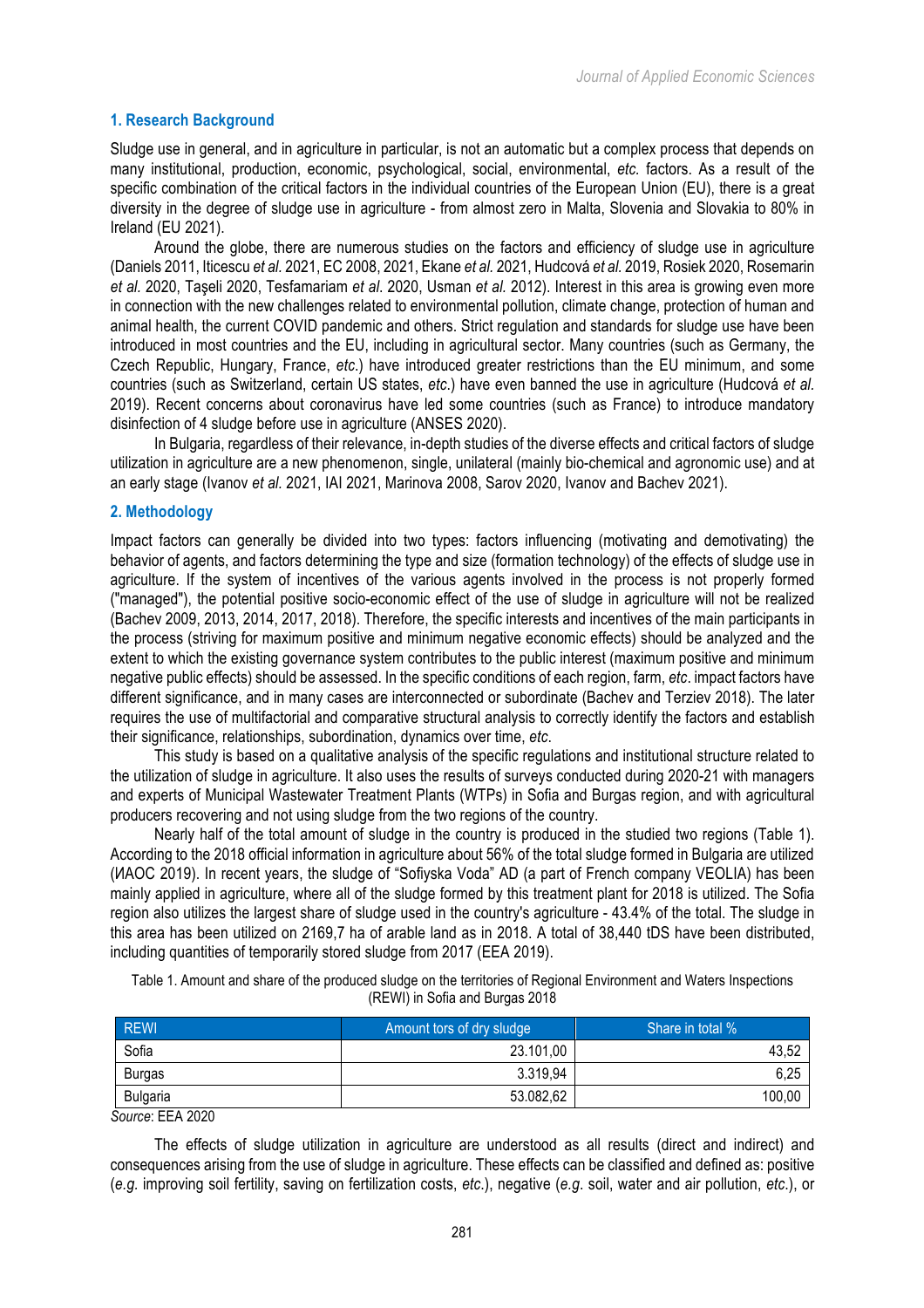## 1. Research Background

Sludge use in general, and in agriculture in particular, is not an automatic but a complex process that depends on many institutional, production, economic, psychological, social, environmental, *etc.* factors. As a result of the specific combination of the critical factors in the individual countries of the European Union (EU), there is a great diversity in the degree of sludge use in agriculture - from almost zero in Malta, Slovenia and Slovakia to 80% in Ireland (EU 2021).

Around the globe, there are numerous studies on the factors and efficiency of sludge use in agriculture (Daniels 2011, Iticescu *et al.* 2021, EC 2008, 2021, Ekane *et al.* 2021, Hudcová *et al.* 2019, Rosiek 2020, Rosemarin *et al.* 2020, Taşeli 2020, Tesfamariam *et al.* 2020, Usman *et al.* 2012). Interest in this area is growing even more in connection with the new challenges related to environmental pollution, climate change, protection of human and animal health, the current COVID pandemic and others. Strict regulation and standards for sludge use have been introduced in most countries and the EU, including in agricultural sector. Many countries (such as Germany, the Czech Republic, Hungary, France, *etc.*) have introduced greater restrictions than the EU minimum, and some countries (such as Switzerland, certain US states, *etc.*) have even banned the use in agriculture (Hudcová *et al.* 2019). Recent concerns about coronavirus have led some countries (such as France) to introduce mandatory disinfection of 4 sludge before use in agriculture (ANSES 2020).

In Bulgaria, regardless of their relevance, in-depth studies of the diverse effects and critical factors of sludge utilization in agriculture are a new phenomenon, single, unilateral (mainly bio-chemical and agronomic use) and at an early stage (Ivanov *et al.* 2021, IAI 2021, Marinova 2008, Sarov 2020, Ivanov and Bachev 2021).

## 2. Methodology

Impact factors can generally be divided into two types: factors influencing (motivating and demotivating) the behavior of agents, and factors determining the type and size (formation technology) of the effects of sludge use in agriculture. If the system of incentives of the various agents involved in the process is not properly formed ("managed"), the potential positive socio-economic effect of the use of sludge in agriculture will not be realized (Bachev 2009, 2013, 2014, 2017, 2018). Therefore, the specific interests and incentives of the main participants in the process (striving for maximum positive and minimum negative economic effects) should be analyzed and the extent to which the existing governance system contributes to the public interest (maximum positive and minimum negative public effects) should be assessed. In the specific conditions of each region, farm, *etc*. impact factors have different significance, and in many cases are interconnected or subordinate (Bachev and Terziev 2018). The later requires the use of multifactorial and comparative structural analysis to correctly identify the factors and establish their significance, relationships, subordination, dynamics over time, *etc*.

This study is based on a qualitative analysis of the specific regulations and institutional structure related to the utilization of sludge in agriculture. It also uses the results of surveys conducted during 2020-21 with managers and experts of Municipal Wastewater Treatment Plants (WTPs) in Sofia and Burgas region, and with agricultural producers recovering and not using sludge from the two regions of the country.

Nearly half of the total amount of sludge in the country is produced in the studied two regions (Table 1). According to the 2018 official information in agriculture about 56% of the total sludge formed in Bulgaria are utilized (ИАОС 2019). In recent years, the sludge of "Sofiyska Voda" AD (a part of French company VEOLIA) has been mainly applied in agriculture, where all of the sludge formed by this treatment plant for 2018 is utilized. The Sofia region also utilizes the largest share of sludge used in the country's agriculture - 43.4% of the total. The sludge in this area has been utilized on 2169,7 ha of arable land as in 2018. A total of 38,440 tDS have been distributed, including quantities of temporarily stored sludge from 2017 (EEA 2019).

Table 1. Amount and share of the produced sludge on the territories of Regional Environment and Waters Inspections (REWI) in Sofia and Burgas 2018

| REWI | Amount tors of dry sludge | Share in total % |
|---|---|---|
| Sofia | 23.101,00 | 43,52 |
| Burgas | 3.319,94 | 6,25 |
| Bulgaria | 53.082,62 | 100,00 |

*Source*: EEA 2020

The effects of sludge utilization in agriculture are understood as all results (direct and indirect) and consequences arising from the use of sludge in agriculture. These effects can be classified and defined as: positive (*e.g.* improving soil fertility, saving on fertilization costs, *etc*.), negative (*e.g*. soil, water and air pollution, *etc*.), or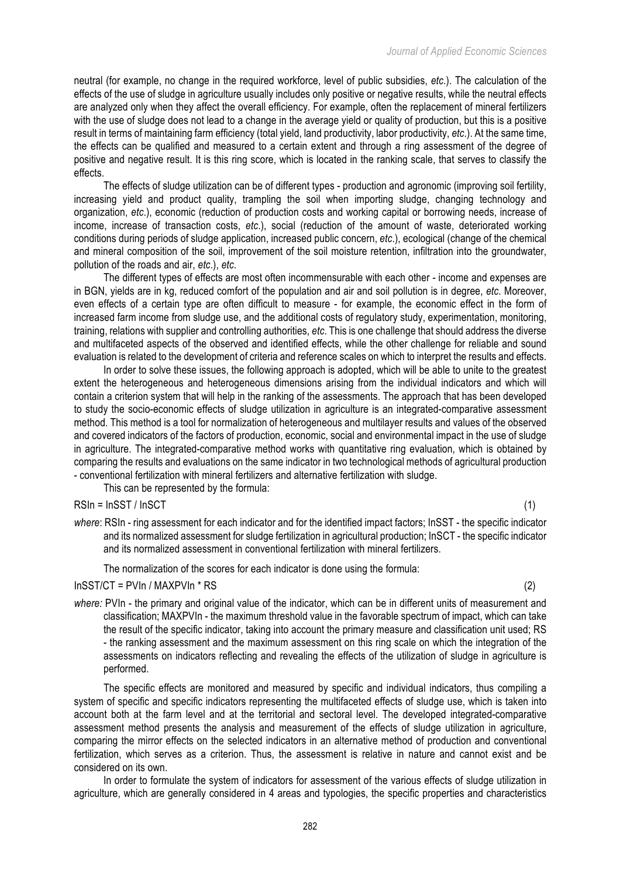neutral (for example, no change in the required workforce, level of public subsidies, *etc*.). The calculation of the effects of the use of sludge in agriculture usually includes only positive or negative results, while the neutral effects are analyzed only when they affect the overall efficiency. For example, often the replacement of mineral fertilizers with the use of sludge does not lead to a change in the average yield or quality of production, but this is a positive result in terms of maintaining farm efficiency (total yield, land productivity, labor productivity, *etc*.). At the same time, the effects can be qualified and measured to a certain extent and through a ring assessment of the degree of positive and negative result. It is this ring score, which is located in the ranking scale, that serves to classify the effects.

The effects of sludge utilization can be of different types - production and agronomic (improving soil fertility, increasing yield and product quality, trampling the soil when importing sludge, changing technology and organization, *etc*.), economic (reduction of production costs and working capital or borrowing needs, increase of income, increase of transaction costs, *etc*.), social (reduction of the amount of waste, deteriorated working conditions during periods of sludge application, increased public concern, *etc*.), ecological (change of the chemical and mineral composition of the soil, improvement of the soil moisture retention, infiltration into the groundwater, pollution of the roads and air, *etc*.), *etc*.

The different types of effects are most often incommensurable with each other - income and expenses are in BGN, yields are in kg, reduced comfort of the population and air and soil pollution is in degree, *etc*. Moreover, even effects of a certain type are often difficult to measure - for example, the economic effect in the form of increased farm income from sludge use, and the additional costs of regulatory study, experimentation, monitoring, training, relations with supplier and controlling authorities, *etc*. This is one challenge that should address the diverse and multifaceted aspects of the observed and identified effects, while the other challenge for reliable and sound evaluation is related to the development of criteria and reference scales on which to interpret the results and effects.

In order to solve these issues, the following approach is adopted, which will be able to unite to the greatest extent the heterogeneous and heterogeneous dimensions arising from the individual indicators and which will contain a criterion system that will help in the ranking of the assessments. The approach that has been developed to study the socio-economic effects of sludge utilization in agriculture is an integrated-comparative assessment method. This method is a tool for normalization of heterogeneous and multilayer results and values of the observed and covered indicators of the factors of production, economic, social and environmental impact in the use of sludge in agriculture. The integrated-comparative method works with quantitative ring evaluation, which is obtained by comparing the results and evaluations on the same indicator in two technological methods of agricultural production - conventional fertilization with mineral fertilizers and alternative fertilization with sludge.

This can be represented by the formula:

$$RSIn = InSST / InSCT \tag{1}$$

*where*: RSIn - ring assessment for each indicator and for the identified impact factors; InSST - the specific indicator and its normalized assessment for sludge fertilization in agricultural production; InSCT - the specific indicator and its normalized assessment in conventional fertilization with mineral fertilizers.

The normalization of the scores for each indicator is done using the formula:

$$InSST/CT = PVIn / MAXPVIn * RS \tag{2}$$

*where:* PVIn - the primary and original value of the indicator, which can be in different units of measurement and classification; MAXPVIn - the maximum threshold value in the favorable spectrum of impact, which can take the result of the specific indicator, taking into account the primary measure and classification unit used; RS - the ranking assessment and the maximum assessment on this ring scale on which the integration of the assessments on indicators reflecting and revealing the effects of the utilization of sludge in agriculture is performed.

The specific effects are monitored and measured by specific and individual indicators, thus compiling a system of specific and specific indicators representing the multifaceted effects of sludge use, which is taken into account both at the farm level and at the territorial and sectoral level. The developed integrated-comparative assessment method presents the analysis and measurement of the effects of sludge utilization in agriculture, comparing the mirror effects on the selected indicators in an alternative method of production and conventional fertilization, which serves as a criterion. Thus, the assessment is relative in nature and cannot exist and be considered on its own.

In order to formulate the system of indicators for assessment of the various effects of sludge utilization in agriculture, which are generally considered in 4 areas and typologies, the specific properties and characteristics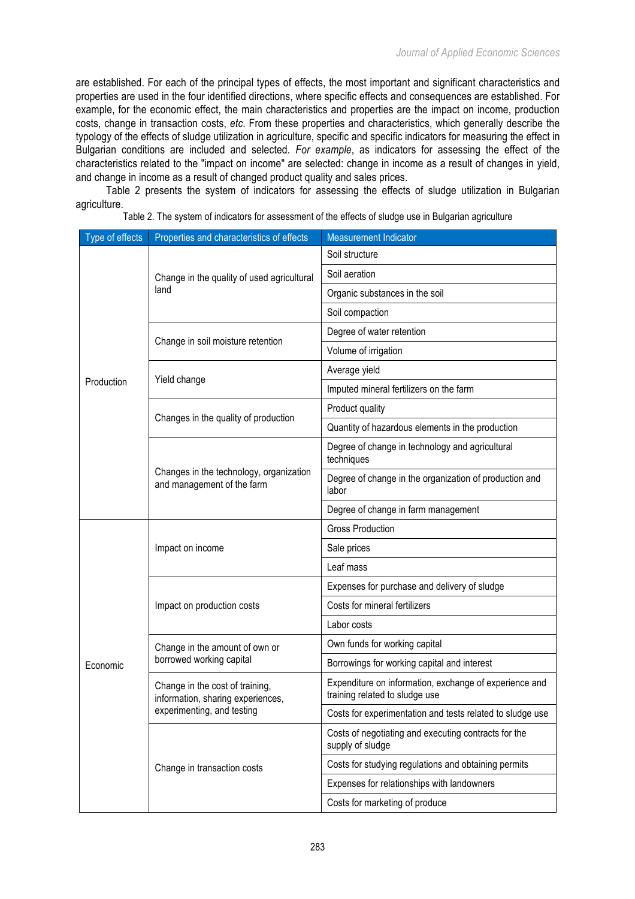are established. For each of the principal types of effects, the most important and significant characteristics and properties are used in the four identified directions, where specific effects and consequences are established. For example, for the economic effect, the main characteristics and properties are the impact on income, production costs, change in transaction costs, *etc*. From these properties and characteristics, which generally describe the typology of the effects of sludge utilization in agriculture, specific and specific indicators for measuring the effect in Bulgarian conditions are included and selected. *For example*, as indicators for assessing the effect of the characteristics related to the "impact on income" are selected: change in income as a result of changes in yield, and change in income as a result of changed product quality and sales prices.

Table 2 presents the system of indicators for assessing the effects of sludge utilization in Bulgarian agriculture.

Table 2. The system of indicators for assessment of the effects of sludge use in Bulgarian agriculture

| Type of effects | Properties and characteristics of effects | Measurement Indicator |
|---|---|---|
| Production | Change in the quality of used agricultural land | Soil structure |
| | | Soil aeration |
| | | Organic substances in the soil |
| | | Soil compaction |
| | Change in soil moisture retention | Degree of water retention |
| | | Volume of irrigation |
| | Yield change | Average yield |
| | | Imputed mineral fertilizers on the farm |
| | Changes in the quality of production | Product quality |
| | | Quantity of hazardous elements in the production |
| | Changes in the technology, organization and management of the farm | Degree of change in technology and agricultural techniques |
| | | Degree of change in the organization of production and labor |
| | | Degree of change in farm management |
| Economic | Impact on income | Gross Production |
| | | Sale prices |
| | | Leaf mass |
| | Impact on production costs | Expenses for purchase and delivery of sludge |
| | | Costs for mineral fertilizers |
| | | Labor costs |
| | Change in the amount of own or borrowed working capital | Own funds for working capital |
| | | Borrowings for working capital and interest |
| | Change in the cost of training, information, sharing experiences, experimenting, and testing | Expenditure on information, exchange of experience and training related to sludge use |
| | | Costs for experimentation and tests related to sludge use |
| | Change in transaction costs | Costs of negotiating and executing contracts for the supply of sludge |
| | | Costs for studying regulations and obtaining permits |
| | | Expenses for relationships with landowners |
| | | Costs for marketing of produce |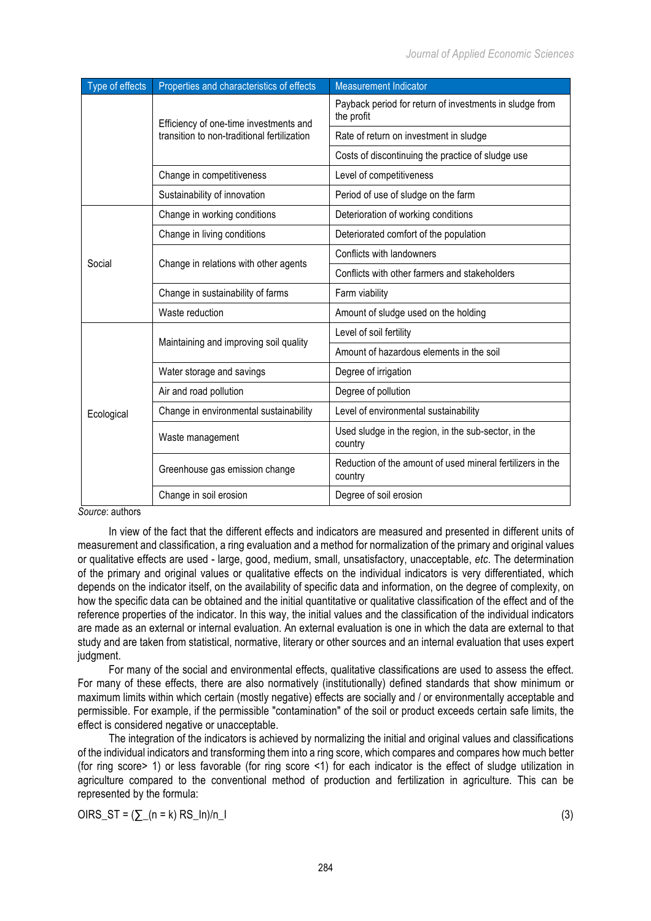| Type of effects | Properties and characteristics of effects | Measurement Indicator |
|---|---|---|
| | Efficiency of one-time investments and transition to non-traditional fertilization | Payback period for return of investments in sludge from the profit |
| | | Rate of return on investment in sludge |
| | | Costs of discontinuing the practice of sludge use |
| | Change in competitiveness | Level of competitiveness |
| | Sustainability of innovation | Period of use of sludge on the farm |
| Social | Change in working conditions | Deterioration of working conditions |
| | Change in living conditions | Deteriorated comfort of the population |
| | Change in relations with other agents | Conflicts with landowners |
| | | Conflicts with other farmers and stakeholders |
| | Change in sustainability of farms | Farm viability |
| | Waste reduction | Amount of sludge used on the holding |
| Ecological | Maintaining and improving soil quality | Level of soil fertility |
| | | Amount of hazardous elements in the soil |
| | Water storage and savings | Degree of irrigation |
| | Air and road pollution | Degree of pollution |
| | Change in environmental sustainability | Level of environmental sustainability |
| | Waste management | Used sludge in the region, in the sub-sector, in the country |
| | Greenhouse gas emission change | Reduction of the amount of used mineral fertilizers in the country |
| | Change in soil erosion | Degree of soil erosion |

*Source*: authors

In view of the fact that the different effects and indicators are measured and presented in different units of measurement and classification, a ring evaluation and a method for normalization of the primary and original values or qualitative effects are used - large, good, medium, small, unsatisfactory, unacceptable, *etc*. The determination of the primary and original values or qualitative effects on the individual indicators is very differentiated, which depends on the indicator itself, on the availability of specific data and information, on the degree of complexity, on how the specific data can be obtained and the initial quantitative or qualitative classification of the effect and of the reference properties of the indicator. In this way, the initial values and the classification of the individual indicators are made as an external or internal evaluation. An external evaluation is one in which the data are external to that study and are taken from statistical, normative, literary or other sources and an internal evaluation that uses expert judgment.

For many of the social and environmental effects, qualitative classifications are used to assess the effect. For many of these effects, there are also normatively (institutionally) defined standards that show minimum or maximum limits within which certain (mostly negative) effects are socially and / or environmentally acceptable and permissible. For example, if the permissible "contamination" of the soil or product exceeds certain safe limits, the effect is considered negative or unacceptable.

The integration of the indicators is achieved by normalizing the initial and original values and classifications of the individual indicators and transforming them into a ring score, which compares and compares how much better (for ring score> 1) or less favorable (for ring score <1) for each indicator is the effect of sludge utilization in agriculture compared to the conventional method of production and fertilization in agriculture. This can be represented by the formula:

$$OIRS\_ST = (\sum\_(n = k)\ RS\_In)/n\_I \qquad (3)$$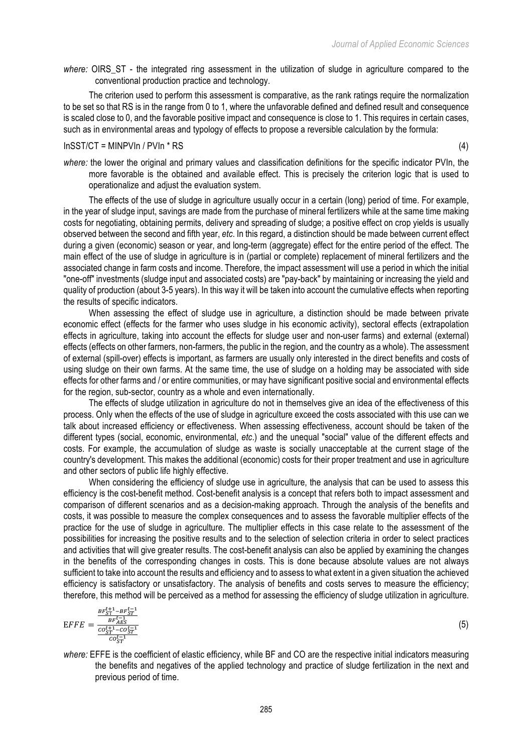*where:* OIRS_ST - the integrated ring assessment in the utilization of sludge in agriculture compared to the conventional production practice and technology.

The criterion used to perform this assessment is comparative, as the rank ratings require the normalization to be set so that RS is in the range from 0 to 1, where the unfavorable defined and defined result and consequence is scaled close to 0, and the favorable positive impact and consequence is close to 1. This requires in certain cases, such as in environmental areas and typology of effects to propose a reversible calculation by the formula:

$$InSST/CT = MINPVIn / PVIn * RS \quad (4)$$

*where:* the lower the original and primary values and classification definitions for the specific indicator PVIn, the more favorable is the obtained and available effect. This is precisely the criterion logic that is used to operationalize and adjust the evaluation system.

The effects of the use of sludge in agriculture usually occur in a certain (long) period of time. For example, in the year of sludge input, savings are made from the purchase of mineral fertilizers while at the same time making costs for negotiating, obtaining permits, delivery and spreading of sludge; a positive effect on crop yields is usually observed between the second and fifth year, *etc*. In this regard, a distinction should be made between current effect during a given (economic) season or year, and long-term (aggregate) effect for the entire period of the effect. The main effect of the use of sludge in agriculture is in (partial or complete) replacement of mineral fertilizers and the associated change in farm costs and income. Therefore, the impact assessment will use a period in which the initial "one-off" investments (sludge input and associated costs) are "pay-back" by maintaining or increasing the yield and quality of production (about 3-5 years). In this way it will be taken into account the cumulative effects when reporting the results of specific indicators.

When assessing the effect of sludge use in agriculture, a distinction should be made between private economic effect (effects for the farmer who uses sludge in his economic activity), sectoral effects (extrapolation effects in agriculture, taking into account the effects for sludge user and non-user farms) and external (external) effects (effects on other farmers, non-farmers, the public in the region, and the country as a whole). The assessment of external (spill-over) effects is important, as farmers are usually only interested in the direct benefits and costs of using sludge on their own farms. At the same time, the use of sludge on a holding may be associated with side effects for other farms and / or entire communities, or may have significant positive social and environmental effects for the region, sub-sector, country as a whole and even internationally.

The effects of sludge utilization in agriculture do not in themselves give an idea of the effectiveness of this process. Only when the effects of the use of sludge in agriculture exceed the costs associated with this use can we talk about increased efficiency or effectiveness. When assessing effectiveness, account should be taken of the different types (social, economic, environmental, *etc*.) and the unequal "social" value of the different effects and costs. For example, the accumulation of sludge as waste is socially unacceptable at the current stage of the country's development. This makes the additional (economic) costs for their proper treatment and use in agriculture and other sectors of public life highly effective.

When considering the efficiency of sludge use in agriculture, the analysis that can be used to assess this efficiency is the cost-benefit method. Cost-benefit analysis is a concept that refers both to impact assessment and comparison of different scenarios and as a decision-making approach. Through the analysis of the benefits and costs, it was possible to measure the complex consequences and to assess the favorable multiplier effects of the practice for the use of sludge in agriculture. The multiplier effects in this case relate to the assessment of the possibilities for increasing the positive results and to the selection of selection criteria in order to select practices and activities that will give greater results. The cost-benefit analysis can also be applied by examining the changes in the benefits of the corresponding changes in costs. This is done because absolute values are not always sufficient to take into account the results and efficiency and to assess to what extent in a given situation the achieved efficiency is satisfactory or unsatisfactory. The analysis of benefits and costs serves to measure the efficiency; therefore, this method will be perceived as a method for assessing the efficiency of sludge utilization in agriculture.

$$EFFE = \frac{\frac{BF_{ST}^{t+1} - BF_{ST}^{t-1}}{BF_{AES}^{t-1}}}{\frac{CO_{ST}^{t+1} - CO_{ST}^{t-1}}{CO_{ST}^{t-1}}} \quad (5)$$

*where:* EFFE is the coefficient of elastic efficiency, while BF and CO are the respective initial indicators measuring the benefits and negatives of the applied technology and practice of sludge fertilization in the next and previous period of time.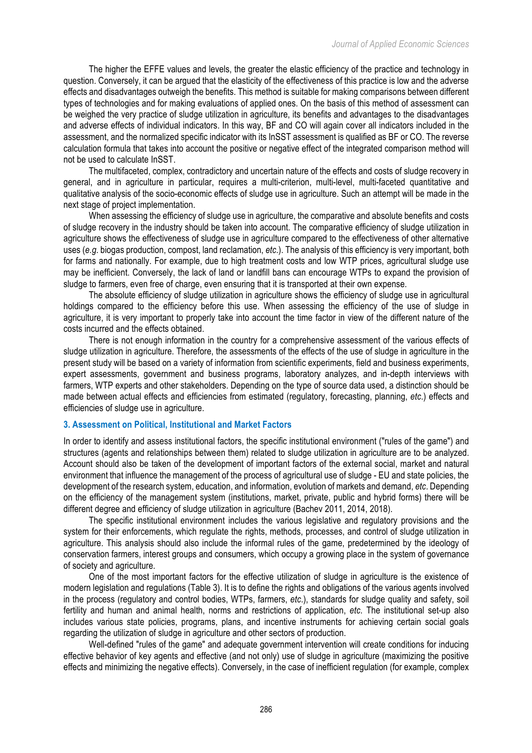The higher the EFFE values and levels, the greater the elastic efficiency of the practice and technology in question. Conversely, it can be argued that the elasticity of the effectiveness of this practice is low and the adverse effects and disadvantages outweigh the benefits. This method is suitable for making comparisons between different types of technologies and for making evaluations of applied ones. On the basis of this method of assessment can be weighed the very practice of sludge utilization in agriculture, its benefits and advantages to the disadvantages and adverse effects of individual indicators. In this way, BF and CO will again cover all indicators included in the assessment, and the normalized specific indicator with its InSST assessment is qualified as BF or CO. The reverse calculation formula that takes into account the positive or negative effect of the integrated comparison method will not be used to calculate InSST.

The multifaceted, complex, contradictory and uncertain nature of the effects and costs of sludge recovery in general, and in agriculture in particular, requires a multi-criterion, multi-level, multi-faceted quantitative and qualitative analysis of the socio-economic effects of sludge use in agriculture. Such an attempt will be made in the next stage of project implementation.

When assessing the efficiency of sludge use in agriculture, the comparative and absolute benefits and costs of sludge recovery in the industry should be taken into account. The comparative efficiency of sludge utilization in agriculture shows the effectiveness of sludge use in agriculture compared to the effectiveness of other alternative uses (*e.g.* biogas production, compost, land reclamation, *etc.*). The analysis of this efficiency is very important, both for farms and nationally. For example, due to high treatment costs and low WTP prices, agricultural sludge use may be inefficient. Conversely, the lack of land or landfill bans can encourage WTPs to expand the provision of sludge to farmers, even free of charge, even ensuring that it is transported at their own expense.

The absolute efficiency of sludge utilization in agriculture shows the efficiency of sludge use in agricultural holdings compared to the efficiency before this use. When assessing the efficiency of the use of sludge in agriculture, it is very important to properly take into account the time factor in view of the different nature of the costs incurred and the effects obtained.

There is not enough information in the country for a comprehensive assessment of the various effects of sludge utilization in agriculture. Therefore, the assessments of the effects of the use of sludge in agriculture in the present study will be based on a variety of information from scientific experiments, field and business experiments, expert assessments, government and business programs, laboratory analyzes, and in-depth interviews with farmers, WTP experts and other stakeholders. Depending on the type of source data used, a distinction should be made between actual effects and efficiencies from estimated (regulatory, forecasting, planning, *etc.*) effects and efficiencies of sludge use in agriculture.

### 3. Assessment on Political, Institutional and Market Factors

In order to identify and assess institutional factors, the specific institutional environment ("rules of the game") and structures (agents and relationships between them) related to sludge utilization in agriculture are to be analyzed. Account should also be taken of the development of important factors of the external social, market and natural environment that influence the management of the process of agricultural use of sludge - EU and state policies, the development of the research system, education, and information, evolution of markets and demand, *etc*. Depending on the efficiency of the management system (institutions, market, private, public and hybrid forms) there will be different degree and efficiency of sludge utilization in agriculture (Bachev 2011, 2014, 2018).

The specific institutional environment includes the various legislative and regulatory provisions and the system for their enforcements, which regulate the rights, methods, processes, and control of sludge utilization in agriculture. This analysis should also include the informal rules of the game, predetermined by the ideology of conservation farmers, interest groups and consumers, which occupy a growing place in the system of governance of society and agriculture.

One of the most important factors for the effective utilization of sludge in agriculture is the existence of modern legislation and regulations (Table 3). It is to define the rights and obligations of the various agents involved in the process (regulatory and control bodies, WTPs, farmers, *etc.*), standards for sludge quality and safety, soil fertility and human and animal health, norms and restrictions of application, *etc*. The institutional set-up also includes various state policies, programs, plans, and incentive instruments for achieving certain social goals regarding the utilization of sludge in agriculture and other sectors of production.

Well-defined "rules of the game" and adequate government intervention will create conditions for inducing effective behavior of key agents and effective (and not only) use of sludge in agriculture (maximizing the positive effects and minimizing the negative effects). Conversely, in the case of inefficient regulation (for example, complex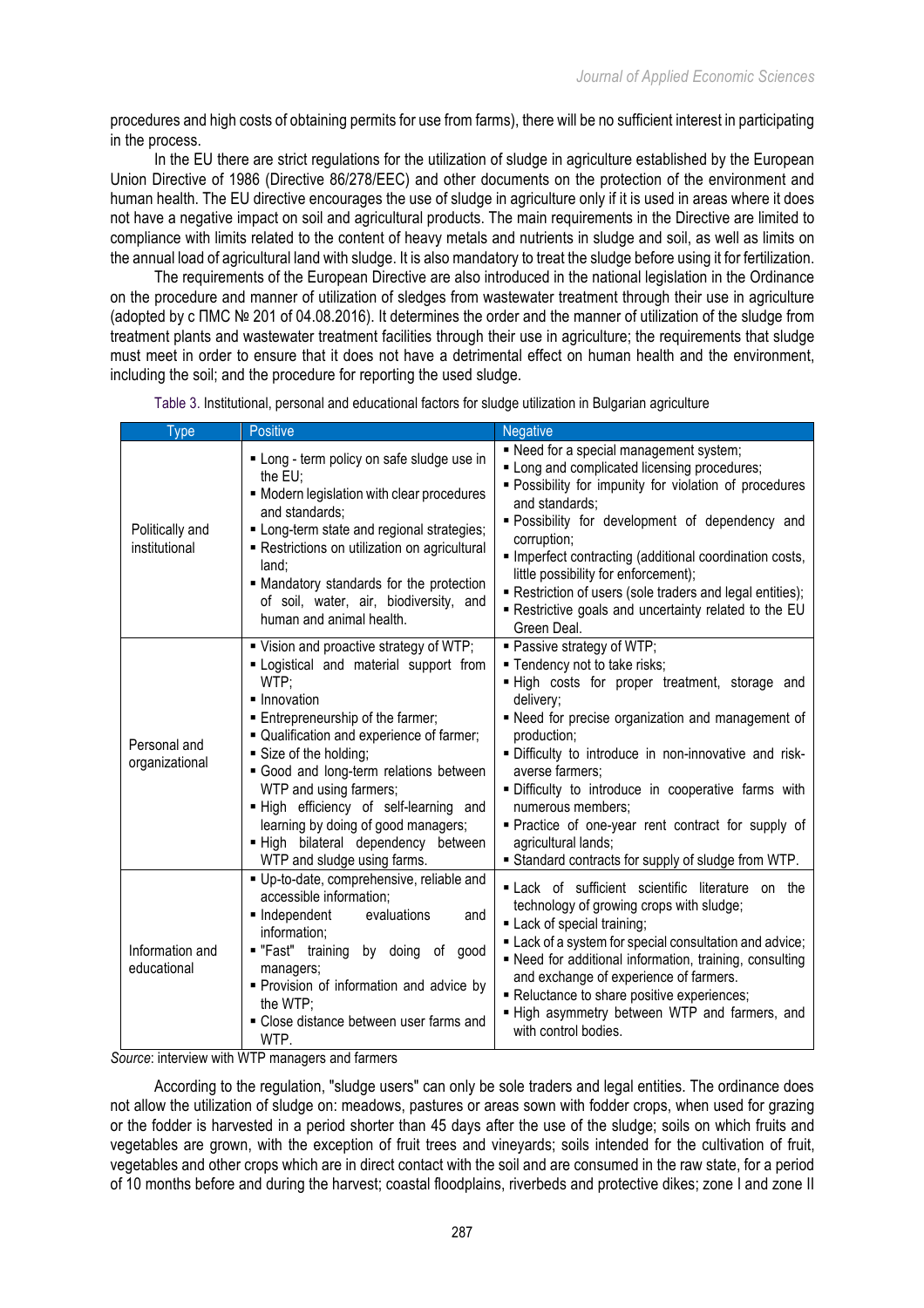procedures and high costs of obtaining permits for use from farms), there will be no sufficient interest in participating in the process.

In the EU there are strict regulations for the utilization of sludge in agriculture established by the European Union Directive of 1986 (Directive 86/278/EEC) and other documents on the protection of the environment and human health. The EU directive encourages the use of sludge in agriculture only if it is used in areas where it does not have a negative impact on soil and agricultural products. The main requirements in the Directive are limited to compliance with limits related to the content of heavy metals and nutrients in sludge and soil, as well as limits on the annual load of agricultural land with sludge. It is also mandatory to treat the sludge before using it for fertilization.

The requirements of the European Directive are also introduced in the national legislation in the Ordinance on the procedure and manner of utilization of sledges from wastewater treatment through their use in agriculture (adopted by с ПМС № 201 of 04.08.2016). It determines the order and the manner of utilization of the sludge from treatment plants and wastewater treatment facilities through their use in agriculture; the requirements that sludge must meet in order to ensure that it does not have a detrimental effect on human health and the environment, including the soil; and the procedure for reporting the used sludge.

Table 3. Institutional, personal and educational factors for sludge utilization in Bulgarian agriculture

| Type | Positive | Negative |
|---|---|---|
| Politically and institutional | ▪ Long - term policy on safe sludge use in the EU;<br>▪ Modern legislation with clear procedures and standards;<br>▪ Long-term state and regional strategies;<br>▪ Restrictions on utilization on agricultural land;<br>▪ Mandatory standards for the protection of soil, water, air, biodiversity, and human and animal health. | ▪ Need for a special management system;<br>▪ Long and complicated licensing procedures;<br>▪ Possibility for impunity for violation of procedures and standards;<br>▪ Possibility for development of dependency and corruption;<br>▪ Imperfect contracting (additional coordination costs, little possibility for enforcement);<br>▪ Restriction of users (sole traders and legal entities);<br>▪ Restrictive goals and uncertainty related to the EU Green Deal. |
| Personal and organizational | ▪ Vision and proactive strategy of WTP;<br>▪ Logistical and material support from WTP;<br>▪ Innovation<br>▪ Entrepreneurship of the farmer;<br>▪ Qualification and experience of farmer;<br>▪ Size of the holding;<br>▪ Good and long-term relations between WTP and using farmers;<br>▪ High efficiency of self-learning and learning by doing of good managers;<br>▪ High bilateral dependency between WTP and sludge using farms. | ▪ Passive strategy of WTP;<br>▪ Tendency not to take risks;<br>▪ High costs for proper treatment, storage and delivery;<br>▪ Need for precise organization and management of production;<br>▪ Difficulty to introduce in non-innovative and risk-averse farmers;<br>▪ Difficulty to introduce in cooperative farms with numerous members;<br>▪ Practice of one-year rent contract for supply of agricultural lands;<br>▪ Standard contracts for supply of sludge from WTP. |
| Information and educational | ▪ Up-to-date, comprehensive, reliable and accessible information;<br>▪ Independent evaluations and information;<br>▪ "Fast" training by doing of good managers;<br>▪ Provision of information and advice by the WTP;<br>▪ Close distance between user farms and WTP. | ▪ Lack of sufficient scientific literature on the technology of growing crops with sludge;<br>▪ Lack of special training;<br>▪ Lack of a system for special consultation and advice;<br>▪ Need for additional information, training, consulting and exchange of experience of farmers.<br>▪ Reluctance to share positive experiences;<br>▪ High asymmetry between WTP and farmers, and with control bodies. |

*Source*: interview with WTP managers and farmers

According to the regulation, "sludge users" can only be sole traders and legal entities. The ordinance does not allow the utilization of sludge on: meadows, pastures or areas sown with fodder crops, when used for grazing or the fodder is harvested in a period shorter than 45 days after the use of the sludge; soils on which fruits and vegetables are grown, with the exception of fruit trees and vineyards; soils intended for the cultivation of fruit, vegetables and other crops which are in direct contact with the soil and are consumed in the raw state, for a period of 10 months before and during the harvest; coastal floodplains, riverbeds and protective dikes; zone I and zone II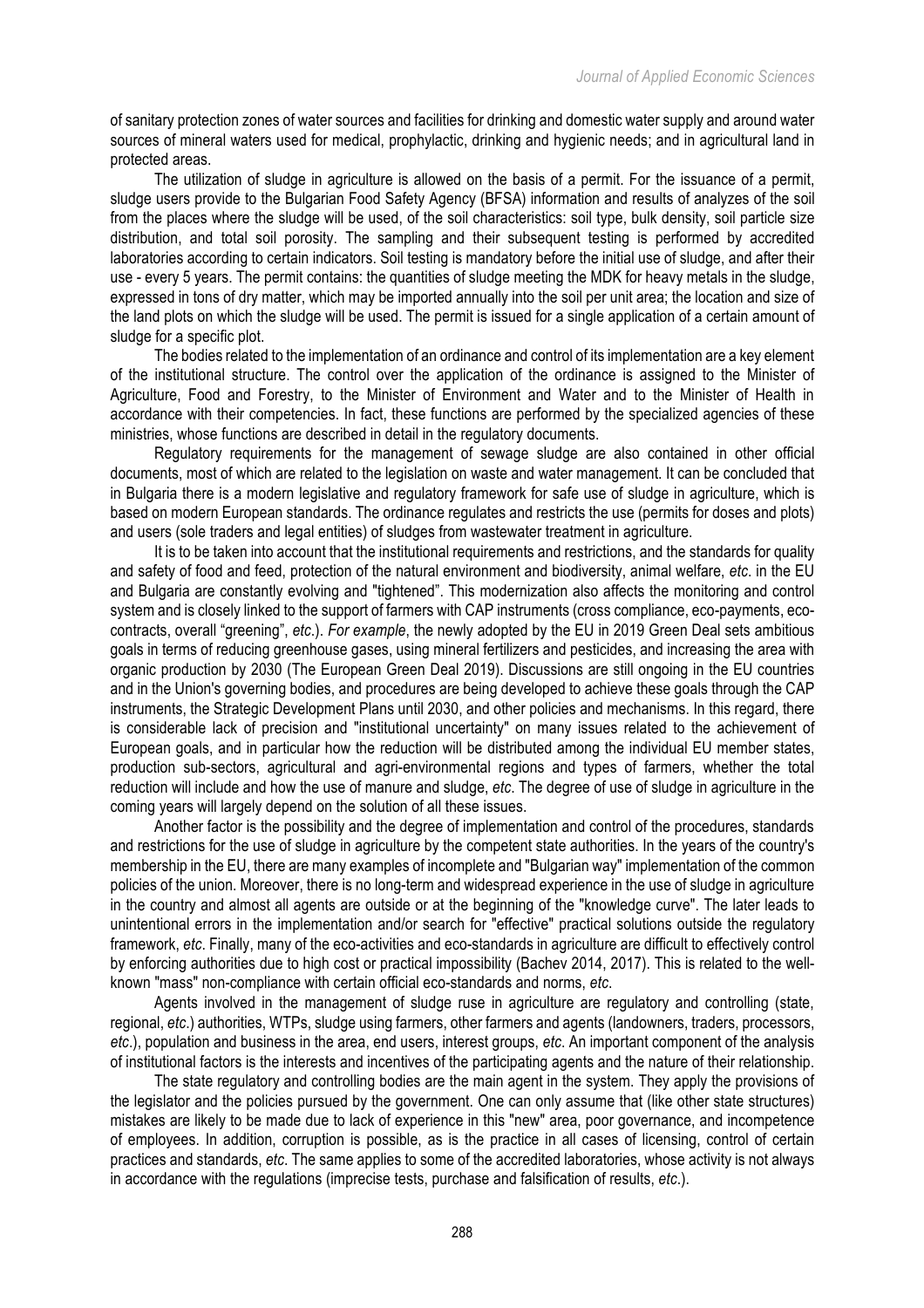of sanitary protection zones of water sources and facilities for drinking and domestic water supply and around water sources of mineral waters used for medical, prophylactic, drinking and hygienic needs; and in agricultural land in protected areas.

The utilization of sludge in agriculture is allowed on the basis of a permit. For the issuance of a permit, sludge users provide to the Bulgarian Food Safety Agency (BFSA) information and results of analyzes of the soil from the places where the sludge will be used, of the soil characteristics: soil type, bulk density, soil particle size distribution, and total soil porosity. The sampling and their subsequent testing is performed by accredited laboratories according to certain indicators. Soil testing is mandatory before the initial use of sludge, and after their use - every 5 years. The permit contains: the quantities of sludge meeting the MDK for heavy metals in the sludge, expressed in tons of dry matter, which may be imported annually into the soil per unit area; the location and size of the land plots on which the sludge will be used. The permit is issued for a single application of a certain amount of sludge for a specific plot.

The bodies related to the implementation of an ordinance and control of its implementation are a key element of the institutional structure. The control over the application of the ordinance is assigned to the Minister of Agriculture, Food and Forestry, to the Minister of Environment and Water and to the Minister of Health in accordance with their competencies. In fact, these functions are performed by the specialized agencies of these ministries, whose functions are described in detail in the regulatory documents.

Regulatory requirements for the management of sewage sludge are also contained in other official documents, most of which are related to the legislation on waste and water management. It can be concluded that in Bulgaria there is a modern legislative and regulatory framework for safe use of sludge in agriculture, which is based on modern European standards. The ordinance regulates and restricts the use (permits for doses and plots) and users (sole traders and legal entities) of sludges from wastewater treatment in agriculture.

It is to be taken into account that the institutional requirements and restrictions, and the standards for quality and safety of food and feed, protection of the natural environment and biodiversity, animal welfare, *etc*. in the EU and Bulgaria are constantly evolving and "tightened". This modernization also affects the monitoring and control system and is closely linked to the support of farmers with CAP instruments (cross compliance, eco-payments, eco-contracts, overall "greening", *etc*.). *For example*, the newly adopted by the EU in 2019 Green Deal sets ambitious goals in terms of reducing greenhouse gases, using mineral fertilizers and pesticides, and increasing the area with organic production by 2030 (The European Green Deal 2019). Discussions are still ongoing in the EU countries and in the Union's governing bodies, and procedures are being developed to achieve these goals through the CAP instruments, the Strategic Development Plans until 2030, and other policies and mechanisms. In this regard, there is considerable lack of precision and "institutional uncertainty" on many issues related to the achievement of European goals, and in particular how the reduction will be distributed among the individual EU member states, production sub-sectors, agricultural and agri-environmental regions and types of farmers, whether the total reduction will include and how the use of manure and sludge, *etc*. The degree of use of sludge in agriculture in the coming years will largely depend on the solution of all these issues.

Another factor is the possibility and the degree of implementation and control of the procedures, standards and restrictions for the use of sludge in agriculture by the competent state authorities. In the years of the country's membership in the EU, there are many examples of incomplete and "Bulgarian way" implementation of the common policies of the union. Moreover, there is no long-term and widespread experience in the use of sludge in agriculture in the country and almost all agents are outside or at the beginning of the "knowledge curve". The later leads to unintentional errors in the implementation and/or search for "effective" practical solutions outside the regulatory framework, *etc*. Finally, many of the eco-activities and eco-standards in agriculture are difficult to effectively control by enforcing authorities due to high cost or practical impossibility (Bachev 2014, 2017). This is related to the well-known "mass" non-compliance with certain official eco-standards and norms, *etc*.

Agents involved in the management of sludge ruse in agriculture are regulatory and controlling (state, regional, *etc*.) authorities, WTPs, sludge using farmers, other farmers and agents (landowners, traders, processors, *etc*.), population and business in the area, end users, interest groups, *etc*. An important component of the analysis of institutional factors is the interests and incentives of the participating agents and the nature of their relationship.

The state regulatory and controlling bodies are the main agent in the system. They apply the provisions of the legislator and the policies pursued by the government. One can only assume that (like other state structures) mistakes are likely to be made due to lack of experience in this "new" area, poor governance, and incompetence of employees. In addition, corruption is possible, as is the practice in all cases of licensing, control of certain practices and standards, *etc*. The same applies to some of the accredited laboratories, whose activity is not always in accordance with the regulations (imprecise tests, purchase and falsification of results, *etc*.).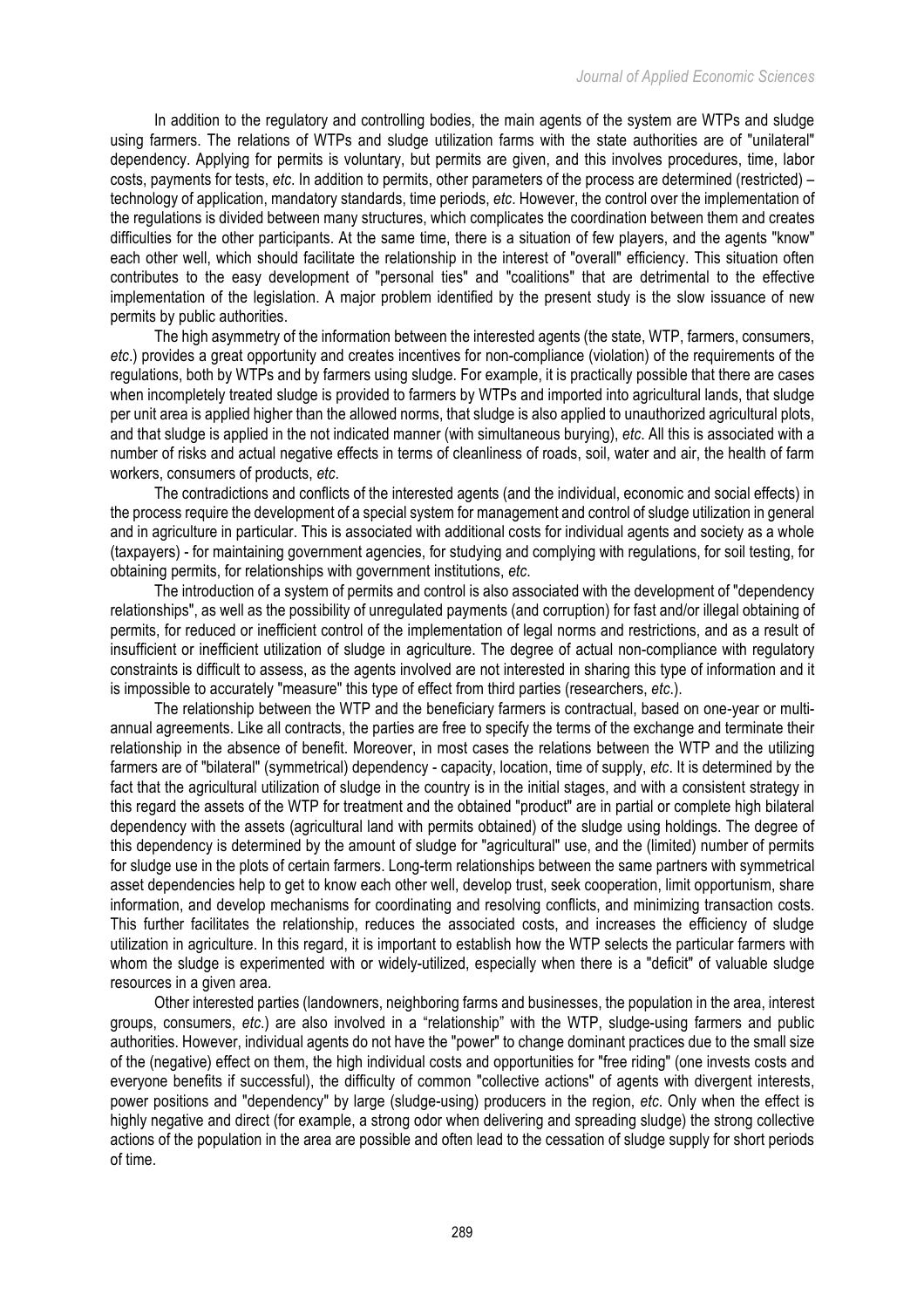In addition to the regulatory and controlling bodies, the main agents of the system are WTPs and sludge using farmers. The relations of WTPs and sludge utilization farms with the state authorities are of "unilateral" dependency. Applying for permits is voluntary, but permits are given, and this involves procedures, time, labor costs, payments for tests, *etc*. In addition to permits, other parameters of the process are determined (restricted) – technology of application, mandatory standards, time periods, *etc*. However, the control over the implementation of the regulations is divided between many structures, which complicates the coordination between them and creates difficulties for the other participants. At the same time, there is a situation of few players, and the agents "know" each other well, which should facilitate the relationship in the interest of "overall" efficiency. This situation often contributes to the easy development of "personal ties" and "coalitions" that are detrimental to the effective implementation of the legislation. A major problem identified by the present study is the slow issuance of new permits by public authorities.

The high asymmetry of the information between the interested agents (the state, WTP, farmers, consumers, *etc*.) provides a great opportunity and creates incentives for non-compliance (violation) of the requirements of the regulations, both by WTPs and by farmers using sludge. For example, it is practically possible that there are cases when incompletely treated sludge is provided to farmers by WTPs and imported into agricultural lands, that sludge per unit area is applied higher than the allowed norms, that sludge is also applied to unauthorized agricultural plots, and that sludge is applied in the not indicated manner (with simultaneous burying), *etc*. All this is associated with a number of risks and actual negative effects in terms of cleanliness of roads, soil, water and air, the health of farm workers, consumers of products, *etc*.

The contradictions and conflicts of the interested agents (and the individual, economic and social effects) in the process require the development of a special system for management and control of sludge utilization in general and in agriculture in particular. This is associated with additional costs for individual agents and society as a whole (taxpayers) - for maintaining government agencies, for studying and complying with regulations, for soil testing, for obtaining permits, for relationships with government institutions, *etc*.

The introduction of a system of permits and control is also associated with the development of "dependency relationships", as well as the possibility of unregulated payments (and corruption) for fast and/or illegal obtaining of permits, for reduced or inefficient control of the implementation of legal norms and restrictions, and as a result of insufficient or inefficient utilization of sludge in agriculture. The degree of actual non-compliance with regulatory constraints is difficult to assess, as the agents involved are not interested in sharing this type of information and it is impossible to accurately "measure" this type of effect from third parties (researchers, *etc*.).

The relationship between the WTP and the beneficiary farmers is contractual, based on one-year or multi-annual agreements. Like all contracts, the parties are free to specify the terms of the exchange and terminate their relationship in the absence of benefit. Moreover, in most cases the relations between the WTP and the utilizing farmers are of "bilateral" (symmetrical) dependency - capacity, location, time of supply, *etc*. It is determined by the fact that the agricultural utilization of sludge in the country is in the initial stages, and with a consistent strategy in this regard the assets of the WTP for treatment and the obtained "product" are in partial or complete high bilateral dependency with the assets (agricultural land with permits obtained) of the sludge using holdings. The degree of this dependency is determined by the amount of sludge for "agricultural" use, and the (limited) number of permits for sludge use in the plots of certain farmers. Long-term relationships between the same partners with symmetrical asset dependencies help to get to know each other well, develop trust, seek cooperation, limit opportunism, share information, and develop mechanisms for coordinating and resolving conflicts, and minimizing transaction costs. This further facilitates the relationship, reduces the associated costs, and increases the efficiency of sludge utilization in agriculture. In this regard, it is important to establish how the WTP selects the particular farmers with whom the sludge is experimented with or widely-utilized, especially when there is a "deficit" of valuable sludge resources in a given area.

Other interested parties (landowners, neighboring farms and businesses, the population in the area, interest groups, consumers, *etc*.) are also involved in a "relationship" with the WTP, sludge-using farmers and public authorities. However, individual agents do not have the "power" to change dominant practices due to the small size of the (negative) effect on them, the high individual costs and opportunities for "free riding" (one invests costs and everyone benefits if successful), the difficulty of common "collective actions" of agents with divergent interests, power positions and "dependency" by large (sludge-using) producers in the region, *etc*. Only when the effect is highly negative and direct (for example, a strong odor when delivering and spreading sludge) the strong collective actions of the population in the area are possible and often lead to the cessation of sludge supply for short periods of time.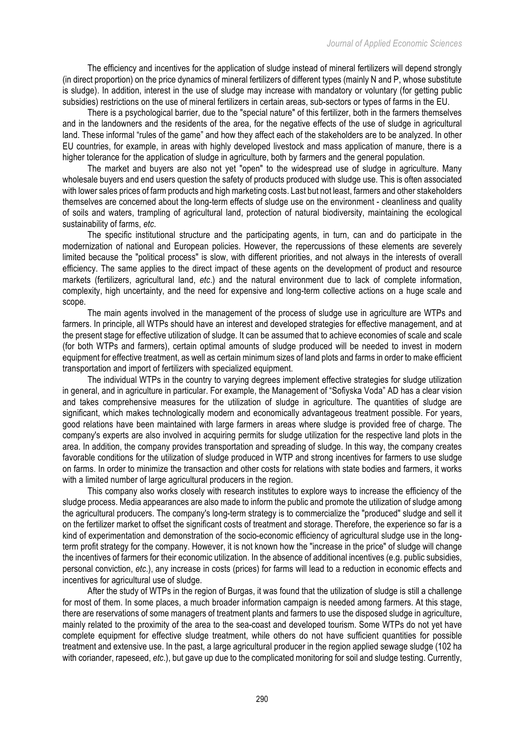The efficiency and incentives for the application of sludge instead of mineral fertilizers will depend strongly (in direct proportion) on the price dynamics of mineral fertilizers of different types (mainly N and P, whose substitute is sludge). In addition, interest in the use of sludge may increase with mandatory or voluntary (for getting public subsidies) restrictions on the use of mineral fertilizers in certain areas, sub-sectors or types of farms in the EU.

There is a psychological barrier, due to the "special nature" of this fertilizer, both in the farmers themselves and in the landowners and the residents of the area, for the negative effects of the use of sludge in agricultural land. These informal "rules of the game" and how they affect each of the stakeholders are to be analyzed. In other EU countries, for example, in areas with highly developed livestock and mass application of manure, there is a higher tolerance for the application of sludge in agriculture, both by farmers and the general population.

The market and buyers are also not yet "open" to the widespread use of sludge in agriculture. Many wholesale buyers and end users question the safety of products produced with sludge use. This is often associated with lower sales prices of farm products and high marketing costs. Last but not least, farmers and other stakeholders themselves are concerned about the long-term effects of sludge use on the environment - cleanliness and quality of soils and waters, trampling of agricultural land, protection of natural biodiversity, maintaining the ecological sustainability of farms, *etc.*

The specific institutional structure and the participating agents, in turn, can and do participate in the modernization of national and European policies. However, the repercussions of these elements are severely limited because the "political process" is slow, with different priorities, and not always in the interests of overall efficiency. The same applies to the direct impact of these agents on the development of product and resource markets (fertilizers, agricultural land, *etc*.) and the natural environment due to lack of complete information, complexity, high uncertainty, and the need for expensive and long-term collective actions on a huge scale and scope.

The main agents involved in the management of the process of sludge use in agriculture are WTPs and farmers. In principle, all WTPs should have an interest and developed strategies for effective management, and at the present stage for effective utilization of sludge. It can be assumed that to achieve economies of scale and scale (for both WTPs and farmers), certain optimal amounts of sludge produced will be needed to invest in modern equipment for effective treatment, as well as certain minimum sizes of land plots and farms in order to make efficient transportation and import of fertilizers with specialized equipment.

The individual WTPs in the country to varying degrees implement effective strategies for sludge utilization in general, and in agriculture in particular. For example, the Management of "Sofiyska Voda" AD has a clear vision and takes comprehensive measures for the utilization of sludge in agriculture. The quantities of sludge are significant, which makes technologically modern and economically advantageous treatment possible. For years, good relations have been maintained with large farmers in areas where sludge is provided free of charge. The company's experts are also involved in acquiring permits for sludge utilization for the respective land plots in the area. In addition, the company provides transportation and spreading of sludge. In this way, the company creates favorable conditions for the utilization of sludge produced in WTP and strong incentives for farmers to use sludge on farms. In order to minimize the transaction and other costs for relations with state bodies and farmers, it works with a limited number of large agricultural producers in the region.

This company also works closely with research institutes to explore ways to increase the efficiency of the sludge process. Media appearances are also made to inform the public and promote the utilization of sludge among the agricultural producers. The company's long-term strategy is to commercialize the "produced" sludge and sell it on the fertilizer market to offset the significant costs of treatment and storage. Therefore, the experience so far is a kind of experimentation and demonstration of the socio-economic efficiency of agricultural sludge use in the long-term profit strategy for the company. However, it is not known how the "increase in the price" of sludge will change the incentives of farmers for their economic utilization. In the absence of additional incentives (e.g. public subsidies, personal conviction, *etc*.), any increase in costs (prices) for farms will lead to a reduction in economic effects and incentives for agricultural use of sludge.

After the study of WTPs in the region of Burgas, it was found that the utilization of sludge is still a challenge for most of them. In some places, a much broader information campaign is needed among farmers. At this stage, there are reservations of some managers of treatment plants and farmers to use the disposed sludge in agriculture, mainly related to the proximity of the area to the sea-coast and developed tourism. Some WTPs do not yet have complete equipment for effective sludge treatment, while others do not have sufficient quantities for possible treatment and extensive use. In the past, a large agricultural producer in the region applied sewage sludge (102 ha with coriander, rapeseed, *etc*.), but gave up due to the complicated monitoring for soil and sludge testing. Currently,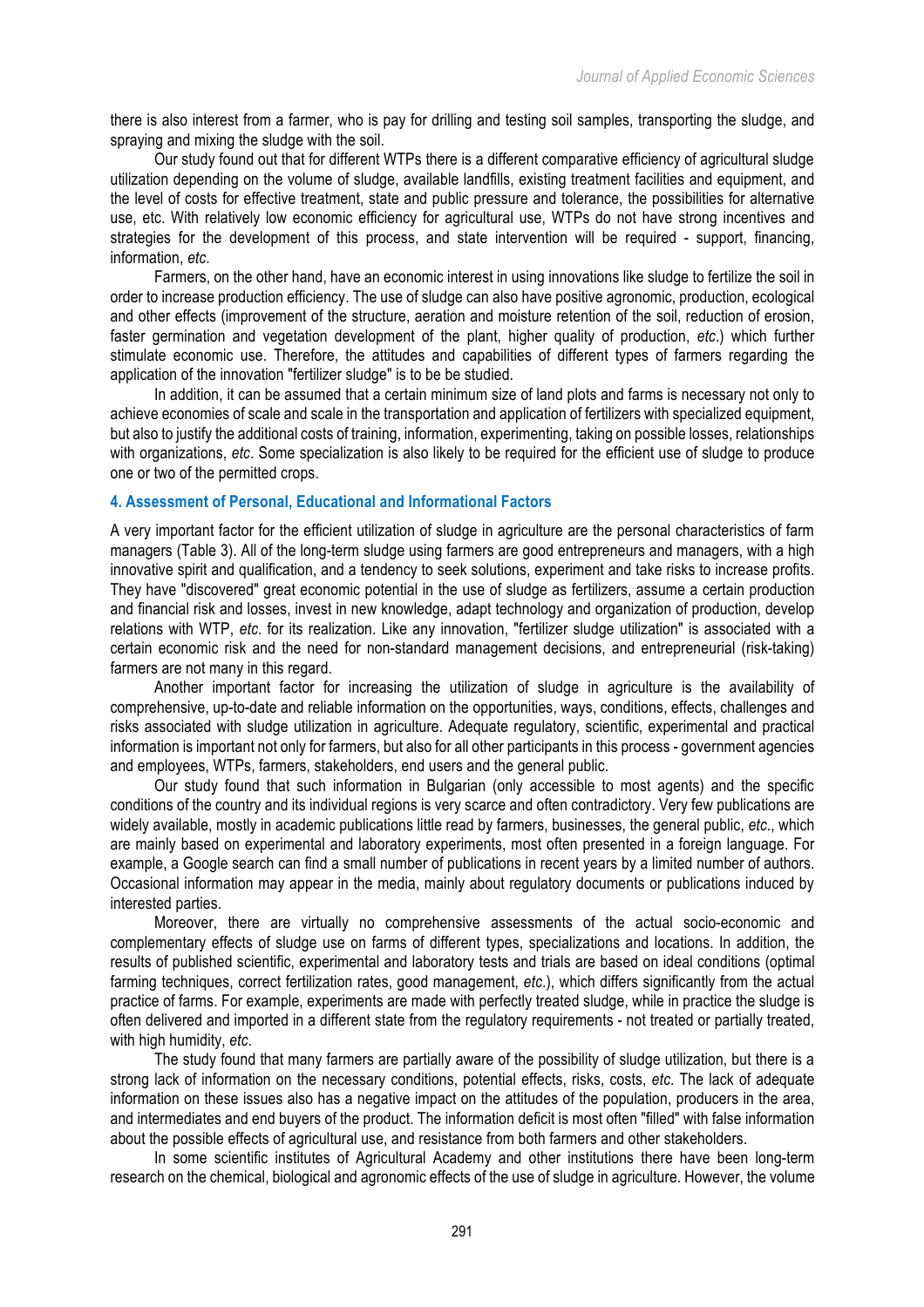there is also interest from a farmer, who is pay for drilling and testing soil samples, transporting the sludge, and spraying and mixing the sludge with the soil.

Our study found out that for different WTPs there is a different comparative efficiency of agricultural sludge utilization depending on the volume of sludge, available landfills, existing treatment facilities and equipment, and the level of costs for effective treatment, state and public pressure and tolerance, the possibilities for alternative use, etc. With relatively low economic efficiency for agricultural use, WTPs do not have strong incentives and strategies for the development of this process, and state intervention will be required - support, financing, information, *etc*.

Farmers, on the other hand, have an economic interest in using innovations like sludge to fertilize the soil in order to increase production efficiency. The use of sludge can also have positive agronomic, production, ecological and other effects (improvement of the structure, aeration and moisture retention of the soil, reduction of erosion, faster germination and vegetation development of the plant, higher quality of production, *etc*.) which further stimulate economic use. Therefore, the attitudes and capabilities of different types of farmers regarding the application of the innovation "fertilizer sludge" is to be be studied.

In addition, it can be assumed that a certain minimum size of land plots and farms is necessary not only to achieve economies of scale and scale in the transportation and application of fertilizers with specialized equipment, but also to justify the additional costs of training, information, experimenting, taking on possible losses, relationships with organizations, *etc*. Some specialization is also likely to be required for the efficient use of sludge to produce one or two of the permitted crops.

## 4. Assessment of Personal, Educational and Informational Factors

A very important factor for the efficient utilization of sludge in agriculture are the personal characteristics of farm managers (Table 3). All of the long-term sludge using farmers are good entrepreneurs and managers, with a high innovative spirit and qualification, and a tendency to seek solutions, experiment and take risks to increase profits. They have "discovered" great economic potential in the use of sludge as fertilizers, assume a certain production and financial risk and losses, invest in new knowledge, adapt technology and organization of production, develop relations with WTP, *etc*. for its realization. Like any innovation, "fertilizer sludge utilization" is associated with a certain economic risk and the need for non-standard management decisions, and entrepreneurial (risk-taking) farmers are not many in this regard.

Another important factor for increasing the utilization of sludge in agriculture is the availability of comprehensive, up-to-date and reliable information on the opportunities, ways, conditions, effects, challenges and risks associated with sludge utilization in agriculture. Adequate regulatory, scientific, experimental and practical information is important not only for farmers, but also for all other participants in this process - government agencies and employees, WTPs, farmers, stakeholders, end users and the general public.

Our study found that such information in Bulgarian (only accessible to most agents) and the specific conditions of the country and its individual regions is very scarce and often contradictory. Very few publications are widely available, mostly in academic publications little read by farmers, businesses, the general public, *etc*., which are mainly based on experimental and laboratory experiments, most often presented in a foreign language. For example, a Google search can find a small number of publications in recent years by a limited number of authors. Occasional information may appear in the media, mainly about regulatory documents or publications induced by interested parties.

Moreover, there are virtually no comprehensive assessments of the actual socio-economic and complementary effects of sludge use on farms of different types, specializations and locations. In addition, the results of published scientific, experimental and laboratory tests and trials are based on ideal conditions (optimal farming techniques, correct fertilization rates, good management, *etc*.), which differs significantly from the actual practice of farms. For example, experiments are made with perfectly treated sludge, while in practice the sludge is often delivered and imported in a different state from the regulatory requirements - not treated or partially treated, with high humidity, *etc*.

The study found that many farmers are partially aware of the possibility of sludge utilization, but there is a strong lack of information on the necessary conditions, potential effects, risks, costs, *etc*. The lack of adequate information on these issues also has a negative impact on the attitudes of the population, producers in the area, and intermediates and end buyers of the product. The information deficit is most often "filled" with false information about the possible effects of agricultural use, and resistance from both farmers and other stakeholders.

In some scientific institutes of Agricultural Academy and other institutions there have been long-term research on the chemical, biological and agronomic effects of the use of sludge in agriculture. However, the volume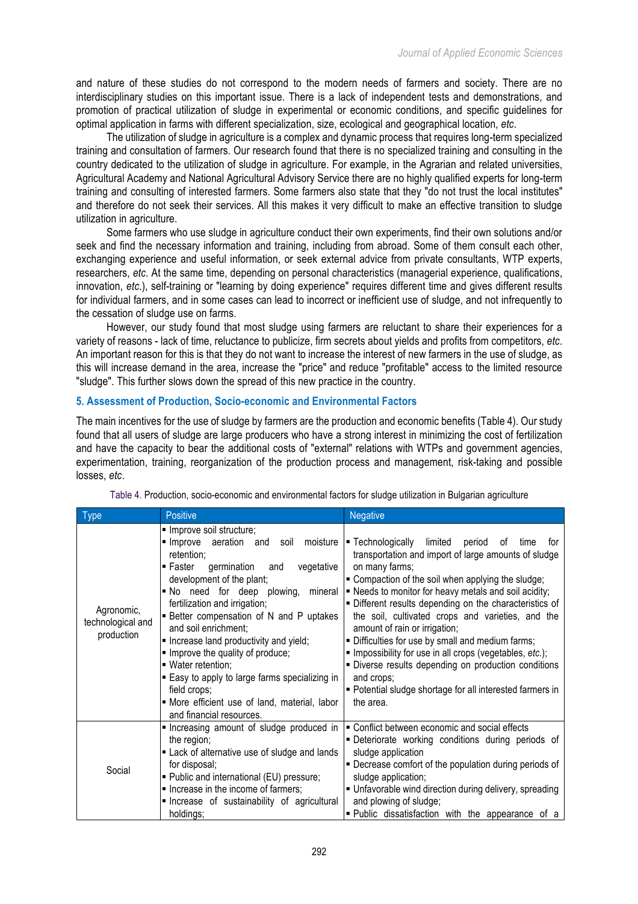and nature of these studies do not correspond to the modern needs of farmers and society. There are no interdisciplinary studies on this important issue. There is a lack of independent tests and demonstrations, and promotion of practical utilization of sludge in experimental or economic conditions, and specific guidelines for optimal application in farms with different specialization, size, ecological and geographical location, *etc*.

The utilization of sludge in agriculture is a complex and dynamic process that requires long-term specialized training and consultation of farmers. Our research found that there is no specialized training and consulting in the country dedicated to the utilization of sludge in agriculture. For example, in the Agrarian and related universities, Agricultural Academy and National Agricultural Advisory Service there are no highly qualified experts for long-term training and consulting of interested farmers. Some farmers also state that they "do not trust the local institutes" and therefore do not seek their services. All this makes it very difficult to make an effective transition to sludge utilization in agriculture.

Some farmers who use sludge in agriculture conduct their own experiments, find their own solutions and/or seek and find the necessary information and training, including from abroad. Some of them consult each other, exchanging experience and useful information, or seek external advice from private consultants, WTP experts, researchers, *etc.* At the same time, depending on personal characteristics (managerial experience, qualifications, innovation, *etc*.), self-training or "learning by doing experience" requires different time and gives different results for individual farmers, and in some cases can lead to incorrect or inefficient use of sludge, and not infrequently to the cessation of sludge use on farms.

However, our study found that most sludge using farmers are reluctant to share their experiences for a variety of reasons - lack of time, reluctance to publicize, firm secrets about yields and profits from competitors, *etc*. An important reason for this is that they do not want to increase the interest of new farmers in the use of sludge, as this will increase demand in the area, increase the "price" and reduce "profitable" access to the limited resource "sludge". This further slows down the spread of this new practice in the country.

## 5. Assessment of Production, Socio-economic and Environmental Factors

The main incentives for the use of sludge by farmers are the production and economic benefits (Table 4). Our study found that all users of sludge are large producers who have a strong interest in minimizing the cost of fertilization and have the capacity to bear the additional costs of "external" relations with WTPs and government agencies, experimentation, training, reorganization of the production process and management, risk-taking and possible losses, *etc*.

Table 4. Production, socio-economic and environmental factors for sludge utilization in Bulgarian agriculture

| Type | Positive | Negative |
|---|---|---|
| Agronomic, technological and production | ▪ Improve soil structure;<br>▪ Improve aeration and soil moisture retention;<br>▪ Faster germination and vegetative development of the plant;<br>▪ No need for deep plowing, mineral fertilization and irrigation;<br>▪ Better compensation of N and P uptakes and soil enrichment;<br>▪ Increase land productivity and yield;<br>▪ Improve the quality of produce;<br>▪ Water retention;<br>▪ Easy to apply to large farms specializing in field crops;<br>▪ More efficient use of land, material, labor and financial resources. | ▪ Technologically limited period of time for transportation and import of large amounts of sludge on many farms;<br>▪ Compaction of the soil when applying the sludge;<br>▪ Needs to monitor for heavy metals and soil acidity;<br>▪ Different results depending on the characteristics of the soil, cultivated crops and varieties, and the amount of rain or irrigation;<br>▪ Difficulties for use by small and medium farms;<br>▪ Impossibility for use in all crops (vegetables, *etc.*);<br>▪ Diverse results depending on production conditions and crops;<br>▪ Potential sludge shortage for all interested farmers in the area. |
| Social | ▪ Increasing amount of sludge produced in the region;<br>▪ Lack of alternative use of sludge and lands for disposal;<br>▪ Public and international (EU) pressure;<br>▪ Increase in the income of farmers;<br>▪ Increase of sustainability of agricultural holdings; | ▪ Conflict between economic and social effects<br>▪ Deteriorate working conditions during periods of sludge application<br>▪ Decrease comfort of the population during periods of sludge application;<br>▪ Unfavorable wind direction during delivery, spreading and plowing of sludge;<br>▪ Public dissatisfaction with the appearance of a |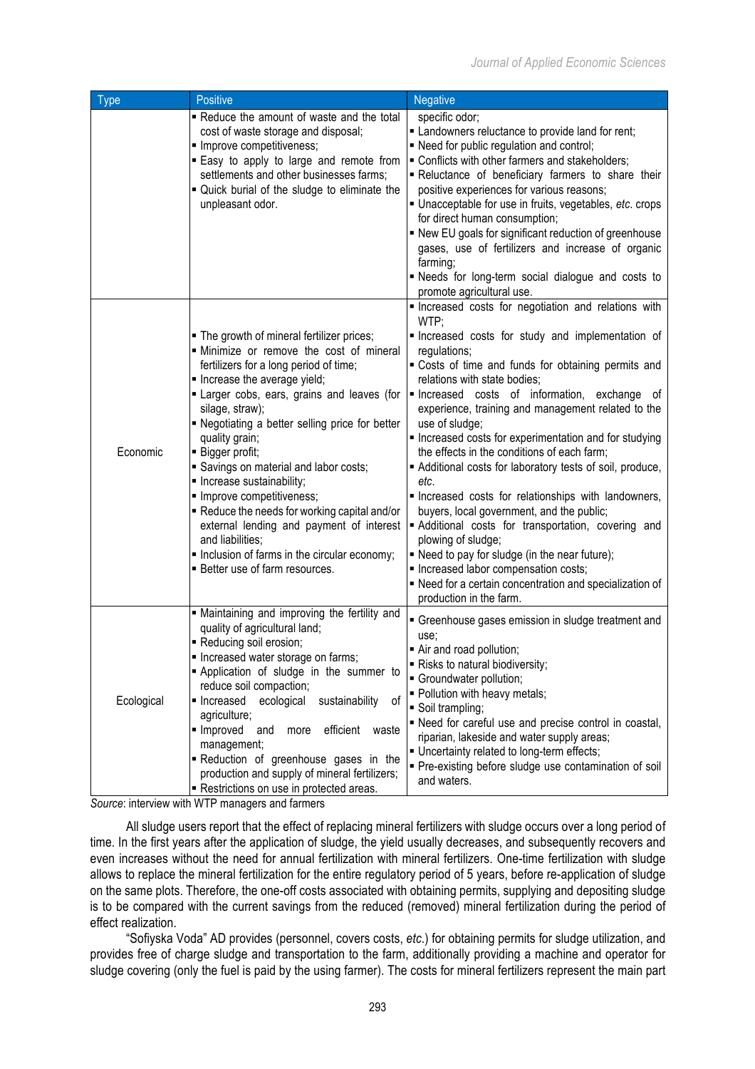| Type | Positive | Negative |
|---|---|---|
| | ▪ Reduce the amount of waste and the total cost of waste storage and disposal; ▪ Improve competitiveness; ▪ Easy to apply to large and remote from settlements and other businesses farms; ▪ Quick burial of the sludge to eliminate the unpleasant odor. | specific odor; ▪ Landowners reluctance to provide land for rent; ▪ Need for public regulation and control; ▪ Conflicts with other farmers and stakeholders; ▪ Reluctance of beneficiary farmers to share their positive experiences for various reasons; ▪ Unacceptable for use in fruits, vegetables, *etc.* crops for direct human consumption; ▪ New EU goals for significant reduction of greenhouse gases, use of fertilizers and increase of organic farming; ▪ Needs for long-term social dialogue and costs to promote agricultural use. |
| Economic | ▪ The growth of mineral fertilizer prices; ▪ Minimize or remove the cost of mineral fertilizers for a long period of time; ▪ Increase the average yield; ▪ Larger cobs, ears, grains and leaves (for silage, straw); ▪ Negotiating a better selling price for better quality grain; ▪ Bigger profit; ▪ Savings on material and labor costs; ▪ Increase sustainability; ▪ Improve competitiveness; ▪ Reduce the needs for working capital and/or external lending and payment of interest and liabilities; ▪ Inclusion of farms in the circular economy; ▪ Better use of farm resources. | ▪ Increased costs for negotiation and relations with WTP; ▪ Increased costs for study and implementation of regulations; ▪ Costs of time and funds for obtaining permits and relations with state bodies; ▪ Increased costs of information, exchange of experience, training and management related to the use of sludge; ▪ Increased costs for experimentation and for studying the effects in the conditions of each farm; ▪ Additional costs for laboratory tests of soil, produce, *etc.* ▪ Increased costs for relationships with landowners, buyers, local government, and the public; ▪ Additional costs for transportation, covering and plowing of sludge; ▪ Need to pay for sludge (in the near future); ▪ Increased labor compensation costs; ▪ Need for a certain concentration and specialization of production in the farm. |
| Ecological | ▪ Maintaining and improving the fertility and quality of agricultural land; ▪ Reducing soil erosion; ▪ Increased water storage on farms; ▪ Application of sludge in the summer to reduce soil compaction; ▪ Increased ecological sustainability of agriculture; ▪ Improved and more efficient waste management; ▪ Reduction of greenhouse gases in the production and supply of mineral fertilizers; ▪ Restrictions on use in protected areas. | ▪ Greenhouse gases emission in sludge treatment and use; ▪ Air and road pollution; ▪ Risks to natural biodiversity; ▪ Groundwater pollution; ▪ Pollution with heavy metals; ▪ Soil trampling; ▪ Need for careful use and precise control in coastal, riparian, lakeside and water supply areas; ▪ Uncertainty related to long-term effects; ▪ Pre-existing before sludge use contamination of soil and waters. |

*Source*: interview with WTP managers and farmers

All sludge users report that the effect of replacing mineral fertilizers with sludge occurs over a long period of time. In the first years after the application of sludge, the yield usually decreases, and subsequently recovers and even increases without the need for annual fertilization with mineral fertilizers. One-time fertilization with sludge allows to replace the mineral fertilization for the entire regulatory period of 5 years, before re-application of sludge on the same plots. Therefore, the one-off costs associated with obtaining permits, supplying and depositing sludge is to be compared with the current savings from the reduced (removed) mineral fertilization during the period of effect realization.

"Sofiyska Voda" AD provides (personnel, covers costs, *etc.*) for obtaining permits for sludge utilization, and provides free of charge sludge and transportation to the farm, additionally providing a machine and operator for sludge covering (only the fuel is paid by the using farmer). The costs for mineral fertilizers represent the main part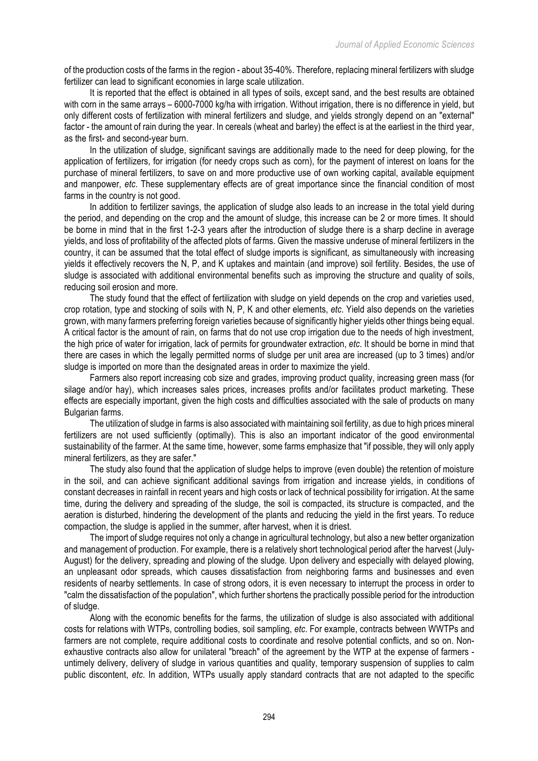of the production costs of the farms in the region - about 35-40%. Therefore, replacing mineral fertilizers with sludge fertilizer can lead to significant economies in large scale utilization.

It is reported that the effect is obtained in all types of soils, except sand, and the best results are obtained with corn in the same arrays – 6000-7000 kg/ha with irrigation. Without irrigation, there is no difference in yield, but only different costs of fertilization with mineral fertilizers and sludge, and yields strongly depend on an "external" factor - the amount of rain during the year. In cereals (wheat and barley) the effect is at the earliest in the third year, as the first- and second-year burn.

In the utilization of sludge, significant savings are additionally made to the need for deep plowing, for the application of fertilizers, for irrigation (for needy crops such as corn), for the payment of interest on loans for the purchase of mineral fertilizers, to save on and more productive use of own working capital, available equipment and manpower, *etc*. These supplementary effects are of great importance since the financial condition of most farms in the country is not good.

In addition to fertilizer savings, the application of sludge also leads to an increase in the total yield during the period, and depending on the crop and the amount of sludge, this increase can be 2 or more times. It should be borne in mind that in the first 1-2-3 years after the introduction of sludge there is a sharp decline in average yields, and loss of profitability of the affected plots of farms. Given the massive underuse of mineral fertilizers in the country, it can be assumed that the total effect of sludge imports is significant, as simultaneously with increasing yields it effectively recovers the N, P, and K uptakes and maintain (and improve) soil fertility. Besides, the use of sludge is associated with additional environmental benefits such as improving the structure and quality of soils, reducing soil erosion and more.

The study found that the effect of fertilization with sludge on yield depends on the crop and varieties used, crop rotation, type and stocking of soils with N, P, K and other elements, *etc*. Yield also depends on the varieties grown, with many farmers preferring foreign varieties because of significantly higher yields other things being equal. A critical factor is the amount of rain, on farms that do not use crop irrigation due to the needs of high investment, the high price of water for irrigation, lack of permits for groundwater extraction, *etc*. It should be borne in mind that there are cases in which the legally permitted norms of sludge per unit area are increased (up to 3 times) and/or sludge is imported on more than the designated areas in order to maximize the yield.

Farmers also report increasing cob size and grades, improving product quality, increasing green mass (for silage and/or hay), which increases sales prices, increases profits and/or facilitates product marketing. These effects are especially important, given the high costs and difficulties associated with the sale of products on many Bulgarian farms.

The utilization of sludge in farms is also associated with maintaining soil fertility, as due to high prices mineral fertilizers are not used sufficiently (optimally). This is also an important indicator of the good environmental sustainability of the farmer. At the same time, however, some farms emphasize that "if possible, they will only apply mineral fertilizers, as they are safer."

The study also found that the application of sludge helps to improve (even double) the retention of moisture in the soil, and can achieve significant additional savings from irrigation and increase yields, in conditions of constant decreases in rainfall in recent years and high costs or lack of technical possibility for irrigation. At the same time, during the delivery and spreading of the sludge, the soil is compacted, its structure is compacted, and the aeration is disturbed, hindering the development of the plants and reducing the yield in the first years. To reduce compaction, the sludge is applied in the summer, after harvest, when it is driest.

The import of sludge requires not only a change in agricultural technology, but also a new better organization and management of production. For example, there is a relatively short technological period after the harvest (July-August) for the delivery, spreading and plowing of the sludge. Upon delivery and especially with delayed plowing, an unpleasant odor spreads, which causes dissatisfaction from neighboring farms and businesses and even residents of nearby settlements. In case of strong odors, it is even necessary to interrupt the process in order to "calm the dissatisfaction of the population", which further shortens the practically possible period for the introduction of sludge.

Along with the economic benefits for the farms, the utilization of sludge is also associated with additional costs for relations with WTPs, controlling bodies, soil sampling, *etc*. For example, contracts between WWTPs and farmers are not complete, require additional costs to coordinate and resolve potential conflicts, and so on. Non-exhaustive contracts also allow for unilateral "breach" of the agreement by the WTP at the expense of farmers - untimely delivery, delivery of sludge in various quantities and quality, temporary suspension of supplies to calm public discontent, *etc*. In addition, WTPs usually apply standard contracts that are not adapted to the specific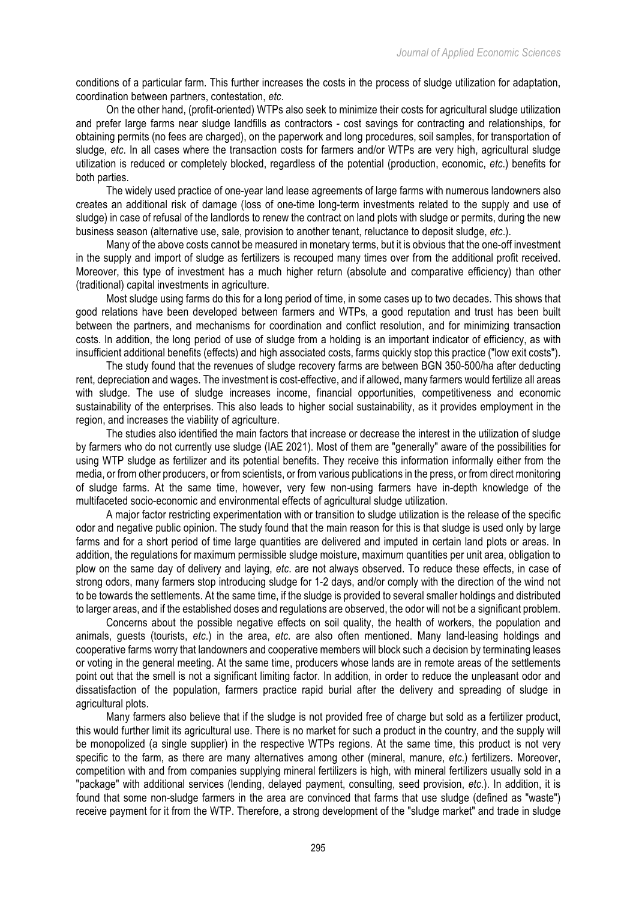conditions of a particular farm. This further increases the costs in the process of sludge utilization for adaptation, coordination between partners, contestation, *etc*.

On the other hand, (profit-oriented) WTPs also seek to minimize their costs for agricultural sludge utilization and prefer large farms near sludge landfills as contractors - cost savings for contracting and relationships, for obtaining permits (no fees are charged), on the paperwork and long procedures, soil samples, for transportation of sludge, *etc*. In all cases where the transaction costs for farmers and/or WTPs are very high, agricultural sludge utilization is reduced or completely blocked, regardless of the potential (production, economic, *etc*.) benefits for both parties.

The widely used practice of one-year land lease agreements of large farms with numerous landowners also creates an additional risk of damage (loss of one-time long-term investments related to the supply and use of sludge) in case of refusal of the landlords to renew the contract on land plots with sludge or permits, during the new business season (alternative use, sale, provision to another tenant, reluctance to deposit sludge, *etc*.).

Many of the above costs cannot be measured in monetary terms, but it is obvious that the one-off investment in the supply and import of sludge as fertilizers is recouped many times over from the additional profit received. Moreover, this type of investment has a much higher return (absolute and comparative efficiency) than other (traditional) capital investments in agriculture.

Most sludge using farms do this for a long period of time, in some cases up to two decades. This shows that good relations have been developed between farmers and WTPs, a good reputation and trust has been built between the partners, and mechanisms for coordination and conflict resolution, and for minimizing transaction costs. In addition, the long period of use of sludge from a holding is an important indicator of efficiency, as with insufficient additional benefits (effects) and high associated costs, farms quickly stop this practice ("low exit costs").

The study found that the revenues of sludge recovery farms are between BGN 350-500/ha after deducting rent, depreciation and wages. The investment is cost-effective, and if allowed, many farmers would fertilize all areas with sludge. The use of sludge increases income, financial opportunities, competitiveness and economic sustainability of the enterprises. This also leads to higher social sustainability, as it provides employment in the region, and increases the viability of agriculture.

The studies also identified the main factors that increase or decrease the interest in the utilization of sludge by farmers who do not currently use sludge (IAE 2021). Most of them are "generally" aware of the possibilities for using WTP sludge as fertilizer and its potential benefits. They receive this information informally either from the media, or from other producers, or from scientists, or from various publications in the press, or from direct monitoring of sludge farms. At the same time, however, very few non-using farmers have in-depth knowledge of the multifaceted socio-economic and environmental effects of agricultural sludge utilization.

A major factor restricting experimentation with or transition to sludge utilization is the release of the specific odor and negative public opinion. The study found that the main reason for this is that sludge is used only by large farms and for a short period of time large quantities are delivered and imputed in certain land plots or areas. In addition, the regulations for maximum permissible sludge moisture, maximum quantities per unit area, obligation to plow on the same day of delivery and laying, *etc*. are not always observed. To reduce these effects, in case of strong odors, many farmers stop introducing sludge for 1-2 days, and/or comply with the direction of the wind not to be towards the settlements. At the same time, if the sludge is provided to several smaller holdings and distributed to larger areas, and if the established doses and regulations are observed, the odor will not be a significant problem.

Concerns about the possible negative effects on soil quality, the health of workers, the population and animals, guests (tourists, *etc*.) in the area, *etc*. are also often mentioned. Many land-leasing holdings and cooperative farms worry that landowners and cooperative members will block such a decision by terminating leases or voting in the general meeting. At the same time, producers whose lands are in remote areas of the settlements point out that the smell is not a significant limiting factor. In addition, in order to reduce the unpleasant odor and dissatisfaction of the population, farmers practice rapid burial after the delivery and spreading of sludge in agricultural plots.

Many farmers also believe that if the sludge is not provided free of charge but sold as a fertilizer product, this would further limit its agricultural use. There is no market for such a product in the country, and the supply will be monopolized (a single supplier) in the respective WTPs regions. At the same time, this product is not very specific to the farm, as there are many alternatives among other (mineral, manure, *etc*.) fertilizers. Moreover, competition with and from companies supplying mineral fertilizers is high, with mineral fertilizers usually sold in a "package" with additional services (lending, delayed payment, consulting, seed provision, *etc*.). In addition, it is found that some non-sludge farmers in the area are convinced that farms that use sludge (defined as "waste") receive payment for it from the WTP. Therefore, a strong development of the "sludge market" and trade in sludge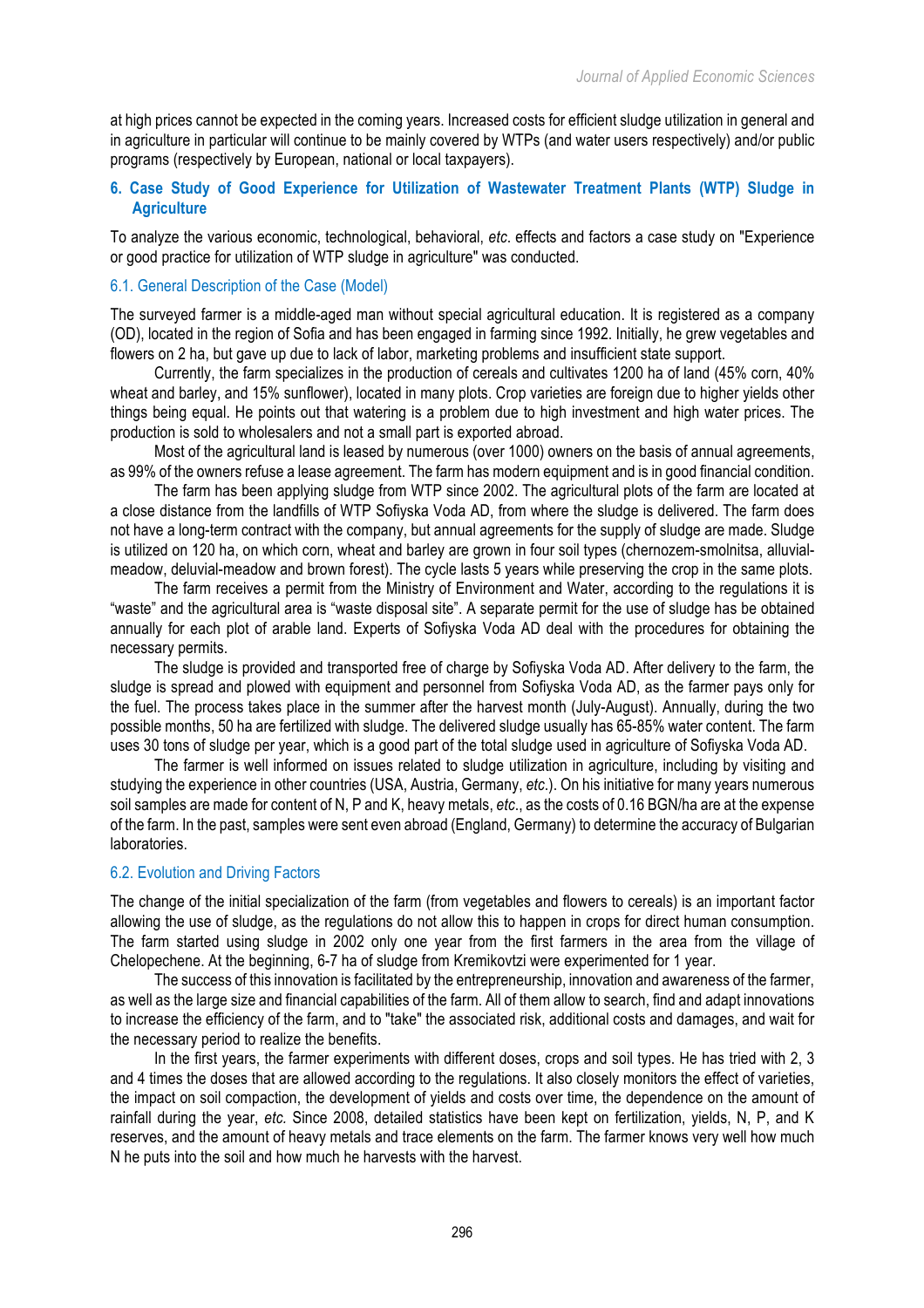at high prices cannot be expected in the coming years. Increased costs for efficient sludge utilization in general and in agriculture in particular will continue to be mainly covered by WTPs (and water users respectively) and/or public programs (respectively by European, national or local taxpayers).

## 6. Case Study of Good Experience for Utilization of Wastewater Treatment Plants (WTP) Sludge in Agriculture

To analyze the various economic, technological, behavioral, *etc*. effects and factors a case study on "Experience or good practice for utilization of WTP sludge in agriculture" was conducted.

### 6.1. General Description of the Case (Model)

The surveyed farmer is a middle-aged man without special agricultural education. It is registered as a company (OD), located in the region of Sofia and has been engaged in farming since 1992. Initially, he grew vegetables and flowers on 2 ha, but gave up due to lack of labor, marketing problems and insufficient state support.

Currently, the farm specializes in the production of cereals and cultivates 1200 ha of land (45% corn, 40% wheat and barley, and 15% sunflower), located in many plots. Crop varieties are foreign due to higher yields other things being equal. He points out that watering is a problem due to high investment and high water prices. The production is sold to wholesalers and not a small part is exported abroad.

Most of the agricultural land is leased by numerous (over 1000) owners on the basis of annual agreements, as 99% of the owners refuse a lease agreement. The farm has modern equipment and is in good financial condition.

The farm has been applying sludge from WTP since 2002. The agricultural plots of the farm are located at a close distance from the landfills of WTP Sofiyska Voda AD, from where the sludge is delivered. The farm does not have a long-term contract with the company, but annual agreements for the supply of sludge are made. Sludge is utilized on 120 ha, on which corn, wheat and barley are grown in four soil types (chernozem-smolnitsa, alluvial-meadow, deluvial-meadow and brown forest). The cycle lasts 5 years while preserving the crop in the same plots.

The farm receives a permit from the Ministry of Environment and Water, according to the regulations it is "waste" and the agricultural area is "waste disposal site". A separate permit for the use of sludge has be obtained annually for each plot of arable land. Experts of Sofiyska Voda AD deal with the procedures for obtaining the necessary permits.

The sludge is provided and transported free of charge by Sofiyska Voda AD. After delivery to the farm, the sludge is spread and plowed with equipment and personnel from Sofiyska Voda AD, as the farmer pays only for the fuel. The process takes place in the summer after the harvest month (July-August). Annually, during the two possible months, 50 ha are fertilized with sludge. The delivered sludge usually has 65-85% water content. The farm uses 30 tons of sludge per year, which is a good part of the total sludge used in agriculture of Sofiyska Voda AD.

The farmer is well informed on issues related to sludge utilization in agriculture, including by visiting and studying the experience in other countries (USA, Austria, Germany, *etc*.). On his initiative for many years numerous soil samples are made for content of N, P and K, heavy metals, *etc*., as the costs of 0.16 BGN/ha are at the expense of the farm. In the past, samples were sent even abroad (England, Germany) to determine the accuracy of Bulgarian laboratories.

### 6.2. Evolution and Driving Factors

The change of the initial specialization of the farm (from vegetables and flowers to cereals) is an important factor allowing the use of sludge, as the regulations do not allow this to happen in crops for direct human consumption. The farm started using sludge in 2002 only one year from the first farmers in the area from the village of Chelopechene. At the beginning, 6-7 ha of sludge from Kremikovtzi were experimented for 1 year.

The success of this innovation is facilitated by the entrepreneurship, innovation and awareness of the farmer, as well as the large size and financial capabilities of the farm. All of them allow to search, find and adapt innovations to increase the efficiency of the farm, and to "take" the associated risk, additional costs and damages, and wait for the necessary period to realize the benefits.

In the first years, the farmer experiments with different doses, crops and soil types. He has tried with 2, 3 and 4 times the doses that are allowed according to the regulations. It also closely monitors the effect of varieties, the impact on soil compaction, the development of yields and costs over time, the dependence on the amount of rainfall during the year, *etc.* Since 2008, detailed statistics have been kept on fertilization, yields, N, P, and K reserves, and the amount of heavy metals and trace elements on the farm. The farmer knows very well how much N he puts into the soil and how much he harvests with the harvest.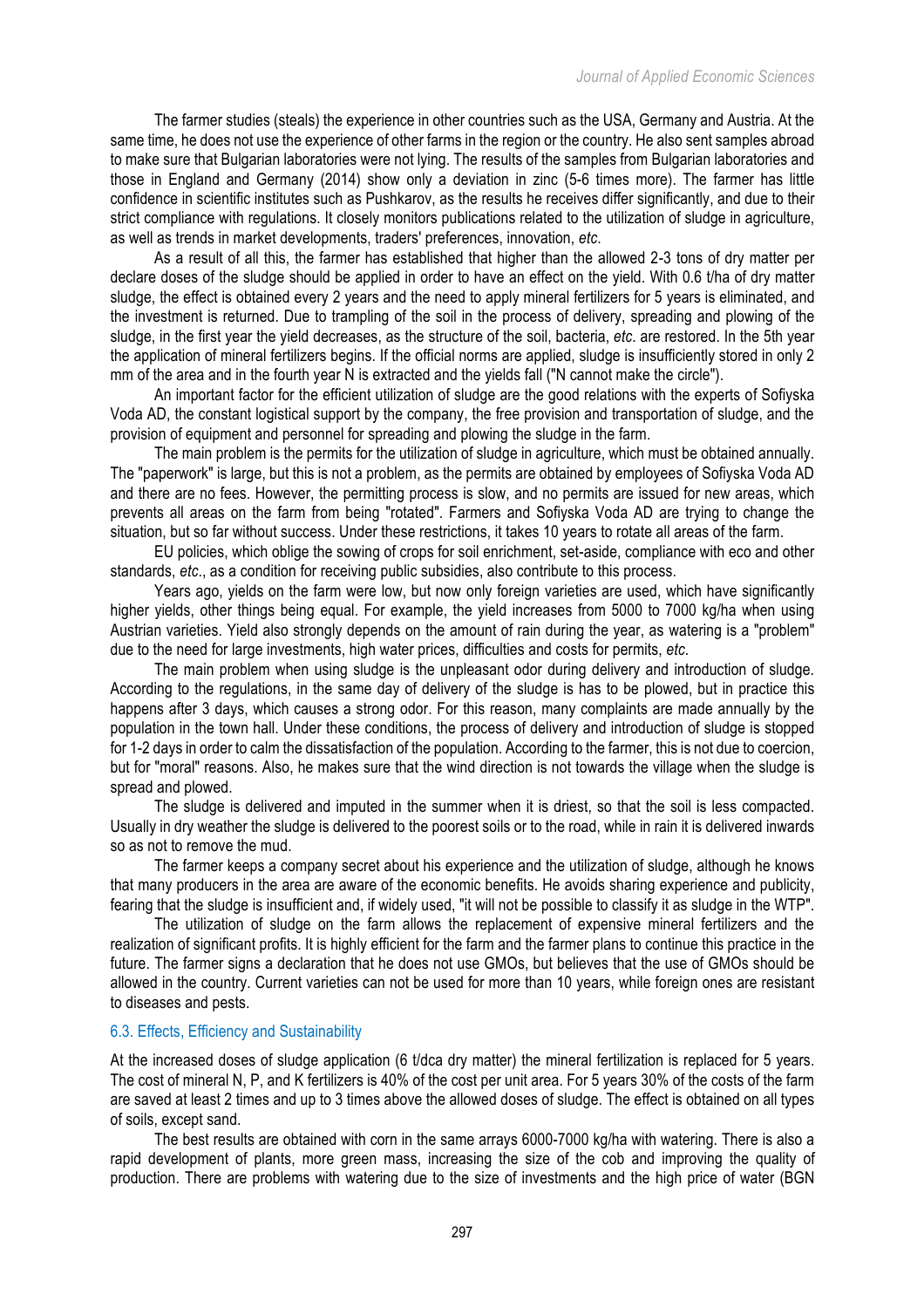The farmer studies (steals) the experience in other countries such as the USA, Germany and Austria. At the same time, he does not use the experience of other farms in the region or the country. He also sent samples abroad to make sure that Bulgarian laboratories were not lying. The results of the samples from Bulgarian laboratories and those in England and Germany (2014) show only a deviation in zinc (5-6 times more). The farmer has little confidence in scientific institutes such as Pushkarov, as the results he receives differ significantly, and due to their strict compliance with regulations. It closely monitors publications related to the utilization of sludge in agriculture, as well as trends in market developments, traders' preferences, innovation, *etc*.

As a result of all this, the farmer has established that higher than the allowed 2-3 tons of dry matter per declare doses of the sludge should be applied in order to have an effect on the yield. With 0.6 t/ha of dry matter sludge, the effect is obtained every 2 years and the need to apply mineral fertilizers for 5 years is eliminated, and the investment is returned. Due to trampling of the soil in the process of delivery, spreading and plowing of the sludge, in the first year the yield decreases, as the structure of the soil, bacteria, *etc*. are restored. In the 5th year the application of mineral fertilizers begins. If the official norms are applied, sludge is insufficiently stored in only 2 mm of the area and in the fourth year N is extracted and the yields fall ("N cannot make the circle").

An important factor for the efficient utilization of sludge are the good relations with the experts of Sofiyska Voda AD, the constant logistical support by the company, the free provision and transportation of sludge, and the provision of equipment and personnel for spreading and plowing the sludge in the farm.

The main problem is the permits for the utilization of sludge in agriculture, which must be obtained annually. The "paperwork" is large, but this is not a problem, as the permits are obtained by employees of Sofiyska Voda AD and there are no fees. However, the permitting process is slow, and no permits are issued for new areas, which prevents all areas on the farm from being "rotated". Farmers and Sofiyska Voda AD are trying to change the situation, but so far without success. Under these restrictions, it takes 10 years to rotate all areas of the farm.

EU policies, which oblige the sowing of crops for soil enrichment, set-aside, compliance with eco and other standards, *etc*., as a condition for receiving public subsidies, also contribute to this process.

Years ago, yields on the farm were low, but now only foreign varieties are used, which have significantly higher yields, other things being equal. For example, the yield increases from 5000 to 7000 kg/ha when using Austrian varieties. Yield also strongly depends on the amount of rain during the year, as watering is a "problem" due to the need for large investments, high water prices, difficulties and costs for permits, *etc*.

The main problem when using sludge is the unpleasant odor during delivery and introduction of sludge. According to the regulations, in the same day of delivery of the sludge is has to be plowed, but in practice this happens after 3 days, which causes a strong odor. For this reason, many complaints are made annually by the population in the town hall. Under these conditions, the process of delivery and introduction of sludge is stopped for 1-2 days in order to calm the dissatisfaction of the population. According to the farmer, this is not due to coercion, but for "moral" reasons. Also, he makes sure that the wind direction is not towards the village when the sludge is spread and plowed.

The sludge is delivered and imputed in the summer when it is driest, so that the soil is less compacted. Usually in dry weather the sludge is delivered to the poorest soils or to the road, while in rain it is delivered inwards so as not to remove the mud.

The farmer keeps a company secret about his experience and the utilization of sludge, although he knows that many producers in the area are aware of the economic benefits. He avoids sharing experience and publicity, fearing that the sludge is insufficient and, if widely used, "it will not be possible to classify it as sludge in the WTP".

The utilization of sludge on the farm allows the replacement of expensive mineral fertilizers and the realization of significant profits. It is highly efficient for the farm and the farmer plans to continue this practice in the future. The farmer signs a declaration that he does not use GMOs, but believes that the use of GMOs should be allowed in the country. Current varieties can not be used for more than 10 years, while foreign ones are resistant to diseases and pests.

### 6.3. Effects, Efficiency and Sustainability

At the increased doses of sludge application (6 t/dca dry matter) the mineral fertilization is replaced for 5 years. The cost of mineral N, P, and K fertilizers is 40% of the cost per unit area. For 5 years 30% of the costs of the farm are saved at least 2 times and up to 3 times above the allowed doses of sludge. The effect is obtained on all types of soils, except sand.

The best results are obtained with corn in the same arrays 6000-7000 kg/ha with watering. There is also a rapid development of plants, more green mass, increasing the size of the cob and improving the quality of production. There are problems with watering due to the size of investments and the high price of water (BGN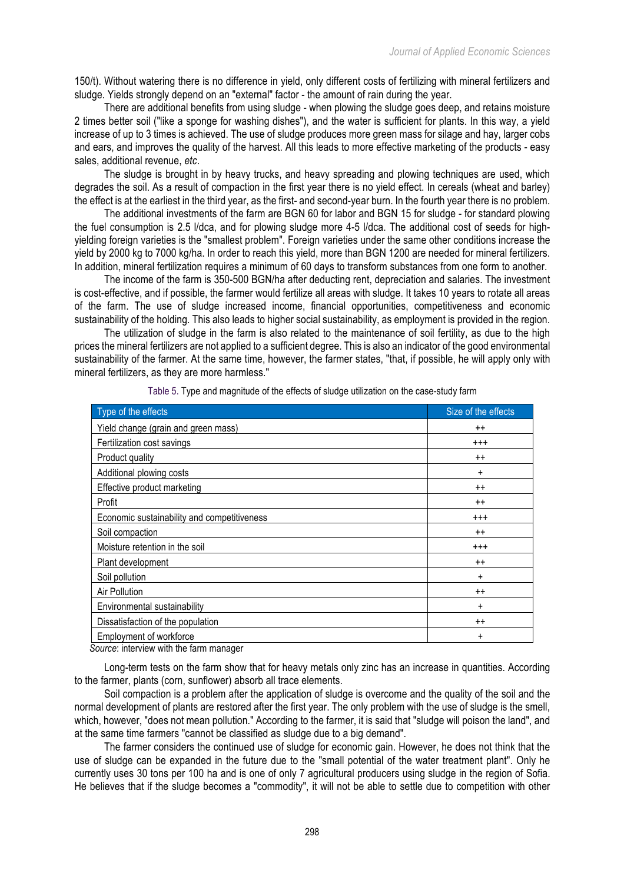150/t). Without watering there is no difference in yield, only different costs of fertilizing with mineral fertilizers and sludge. Yields strongly depend on an "external" factor - the amount of rain during the year.

There are additional benefits from using sludge - when plowing the sludge goes deep, and retains moisture 2 times better soil ("like a sponge for washing dishes"), and the water is sufficient for plants. In this way, a yield increase of up to 3 times is achieved. The use of sludge produces more green mass for silage and hay, larger cobs and ears, and improves the quality of the harvest. All this leads to more effective marketing of the products - easy sales, additional revenue, *etc*.

The sludge is brought in by heavy trucks, and heavy spreading and plowing techniques are used, which degrades the soil. As a result of compaction in the first year there is no yield effect. In cereals (wheat and barley) the effect is at the earliest in the third year, as the first- and second-year burn. In the fourth year there is no problem.

The additional investments of the farm are BGN 60 for labor and BGN 15 for sludge - for standard plowing the fuel consumption is 2.5 l/dca, and for plowing sludge more 4-5 l/dca. The additional cost of seeds for high-yielding foreign varieties is the "smallest problem". Foreign varieties under the same other conditions increase the yield by 2000 kg to 7000 kg/ha. In order to reach this yield, more than BGN 1200 are needed for mineral fertilizers. In addition, mineral fertilization requires a minimum of 60 days to transform substances from one form to another.

The income of the farm is 350-500 BGN/ha after deducting rent, depreciation and salaries. The investment is cost-effective, and if possible, the farmer would fertilize all areas with sludge. It takes 10 years to rotate all areas of the farm. The use of sludge increased income, financial opportunities, competitiveness and economic sustainability of the holding. This also leads to higher social sustainability, as employment is provided in the region.

The utilization of sludge in the farm is also related to the maintenance of soil fertility, as due to the high prices the mineral fertilizers are not applied to a sufficient degree. This is also an indicator of the good environmental sustainability of the farmer. At the same time, however, the farmer states, "that, if possible, he will apply only with mineral fertilizers, as they are more harmless."

Table 5. Type and magnitude of the effects of sludge utilization on the case-study farm

| Type of the effects | Size of the effects |
|---|---|
| Yield change (grain and green mass) | ++ |
| Fertilization cost savings | +++ |
| Product quality | ++ |
| Additional plowing costs | + |
| Effective product marketing | ++ |
| Profit | ++ |
| Economic sustainability and competitiveness | +++ |
| Soil compaction | ++ |
| Moisture retention in the soil | +++ |
| Plant development | ++ |
| Soil pollution | + |
| Air Pollution | ++ |
| Environmental sustainability | + |
| Dissatisfaction of the population | ++ |
| Employment of workforce | + |

*Source*: interview with the farm manager

Long-term tests on the farm show that for heavy metals only zinc has an increase in quantities. According to the farmer, plants (corn, sunflower) absorb all trace elements.

Soil compaction is a problem after the application of sludge is overcome and the quality of the soil and the normal development of plants are restored after the first year. The only problem with the use of sludge is the smell, which, however, "does not mean pollution." According to the farmer, it is said that "sludge will poison the land", and at the same time farmers "cannot be classified as sludge due to a big demand".

The farmer considers the continued use of sludge for economic gain. However, he does not think that the use of sludge can be expanded in the future due to the "small potential of the water treatment plant". Only he currently uses 30 tons per 100 ha and is one of only 7 agricultural producers using sludge in the region of Sofia. He believes that if the sludge becomes a "commodity", it will not be able to settle due to competition with other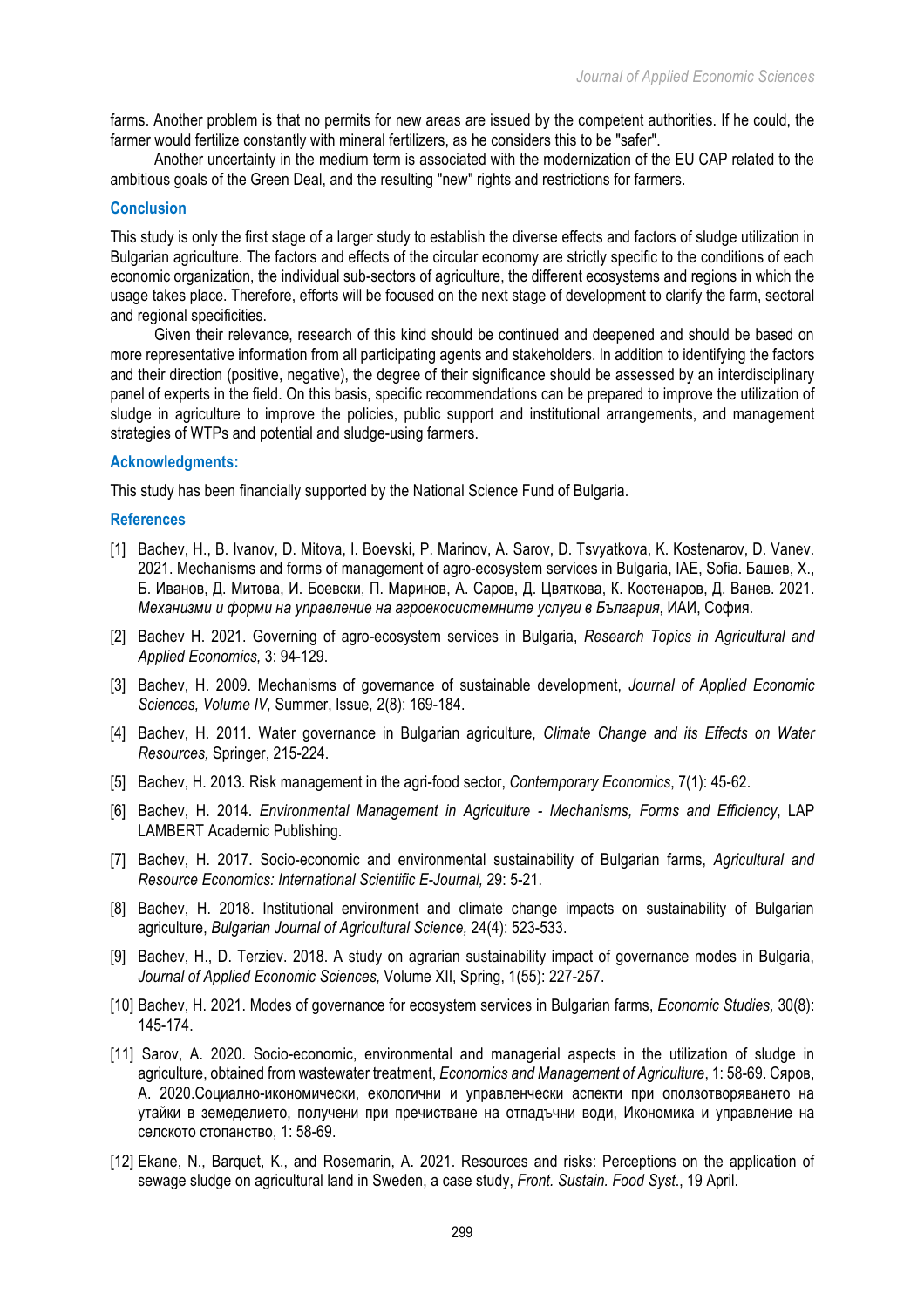farms. Another problem is that no permits for new areas are issued by the competent authorities. If he could, the farmer would fertilize constantly with mineral fertilizers, as he considers this to be "safer".

Another uncertainty in the medium term is associated with the modernization of the EU CAP related to the ambitious goals of the Green Deal, and the resulting "new" rights and restrictions for farmers.

## Conclusion

This study is only the first stage of a larger study to establish the diverse effects and factors of sludge utilization in Bulgarian agriculture. The factors and effects of the circular economy are strictly specific to the conditions of each economic organization, the individual sub-sectors of agriculture, the different ecosystems and regions in which the usage takes place. Therefore, efforts will be focused on the next stage of development to clarify the farm, sectoral and regional specificities.

Given their relevance, research of this kind should be continued and deepened and should be based on more representative information from all participating agents and stakeholders. In addition to identifying the factors and their direction (positive, negative), the degree of their significance should be assessed by an interdisciplinary panel of experts in the field. On this basis, specific recommendations can be prepared to improve the utilization of sludge in agriculture to improve the policies, public support and institutional arrangements, and management strategies of WTPs and potential and sludge-using farmers.

## Acknowledgments:

This study has been financially supported by the National Science Fund of Bulgaria.

## References

[1] Bachev, H., B. Ivanov, D. Mitova, I. Boevski, P. Marinov, A. Sarov, D. Tsvyatkova, K. Kostenarov, D. Vanev. 2021. Mechanisms and forms of management of agro-ecosystem services in Bulgaria, IAE, Sofia. Башев, Х., Б. Иванов, Д. Митова, И. Боевски, П. Маринов, А. Саров, Д. Цвяткова, К. Костенаров, Д. Ванев. 2021. *Механизми и форми на управление на агроекосистемните услуги в България*, ИАИ, София.

[2] Bachev H. 2021. Governing of agro-ecosystem services in Bulgaria, *Research Topics in Agricultural and Applied Economics,* 3: 94-129.

[3] Bachev, H. 2009. Mechanisms of governance of sustainable development, *Journal of Applied Economic Sciences, Volume IV,* Summer, Issue*,* 2(8): 169-184.

[4] Bachev, H. 2011. Water governance in Bulgarian agriculture, *Climate Change and its Effects on Water Resources,* Springer, 215-224.

[5] Bachev, H. 2013. Risk management in the agri-food sector, *Contemporary Economics*, 7(1): 45-62.

[6] Bachev, H. 2014. *Environmental Management in Agriculture - Mechanisms, Forms and Efficiency*, LAP LAMBERT Academic Publishing.

[7] Bachev, H. 2017. Socio-economic and environmental sustainability of Bulgarian farms, *Agricultural and Resource Economics: International Scientific E-Journal,* 29: 5-21.

[8] Bachev, H. 2018. Institutional environment and climate change impacts on sustainability of Bulgarian agriculture, *Bulgarian Journal of Agricultural Science,* 24(4): 523-533.

[9] Bachev, H., D. Terziev. 2018. A study on agrarian sustainability impact of governance modes in Bulgaria, *Journal of Applied Economic Sciences,* Volume XII, Spring, 1(55): 227-257.

[10] Bachev, H. 2021. Modes of governance for ecosystem services in Bulgarian farms, *Economic Studies,* 30(8): 145-174.

[11] Sarov, A. 2020. Socio-economic, environmental and managerial aspects in the utilization of sludge in agriculture, obtained from wastewater treatment, *Economics and Management of Agriculture*, 1: 58-69. Сяров, А. 2020.Социално-икономически, екологични и управленчески аспекти при оползотворяването на утайки в земеделието, получени при пречистване на отпадъчни води, Икономика и управление на селското стопанство, 1: 58-69.

[12] Ekane, N., Barquet, K., and Rosemarin, A. 2021. Resources and risks: Perceptions on the application of sewage sludge on agricultural land in Sweden, a case study, *Front. Sustain. Food Syst*., 19 April.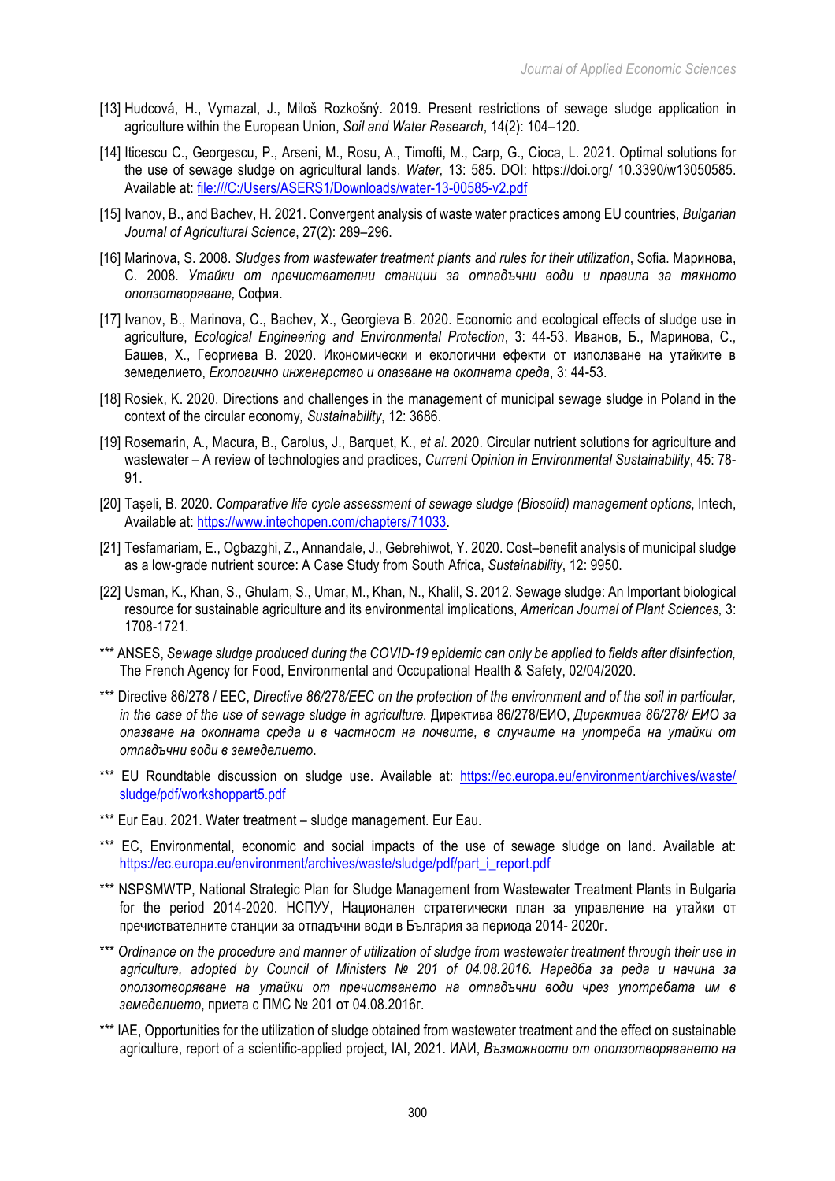[13] Hudcová, H., Vymazal, J., Miloš Rozkošný. 2019. Present restrictions of sewage sludge application in agriculture within the European Union, *Soil and Water Research*, 14(2): 104–120.

[14] Iticescu C., Georgescu, P., Arseni, M., Rosu, A., Timofti, M., Carp, G., Cioca, L. 2021. Optimal solutions for the use of sewage sludge on agricultural lands. *Water,* 13: 585. DOI: https://doi.org/ 10.3390/w13050585. Available at: file:///C:/Users/ASERS1/Downloads/water-13-00585-v2.pdf

[15] Ivanov, B., and Bachev, H. 2021. Convergent analysis of waste water practices among EU countries, *Bulgarian Journal of Agricultural Science*, 27(2): 289–296.

[16] Marinova, S. 2008. *Sludges from wastewater treatment plants and rules for their utilization*, Sofia. Маринова, С. 2008. *Утайки от пречиствателни станции за отпадъчни води и правила за тяхното оползотворяване,* София.

[17] Ivanov, B., Marinova, C., Bachev, X., Georgieva B. 2020. Economic and ecological effects of sludge use in agriculture, *Ecological Engineering and Environmental Protection*, 3: 44-53. Иванов, Б., Маринова, С., Башев, Х., Георгиева В. 2020. Икономически и екологични ефекти от използване на утайките в земеделието, *Екологично инженерство и опазване на околната среда*, 3: 44-53.

[18] Rosiek, K. 2020. Directions and challenges in the management of municipal sewage sludge in Poland in the context of the circular economy*, Sustainability*, 12: 3686.

[19] Rosemarin, A., Macura, B., Carolus, J., Barquet, K., *et al*. 2020. Circular nutrient solutions for agriculture and wastewater – A review of technologies and practices, *Current Opinion in Environmental Sustainability*, 45: 78-91.

[20] Taşeli, B. 2020. *Comparative life cycle assessment of sewage sludge (Biosolid) management options*, Intech, Available at: https://www.intechopen.com/chapters/71033.

[21] Tesfamariam, E., Ogbazghi, Z., Annandale, J., Gebrehiwot, Y. 2020. Cost–benefit analysis of municipal sludge as a low-grade nutrient source: A Case Study from South Africa, *Sustainability*, 12: 9950.

[22] Usman, K., Khan, S., Ghulam, S., Umar, M., Khan, N., Khalil, S. 2012. Sewage sludge: An Important biological resource for sustainable agriculture and its environmental implications, *American Journal of Plant Sciences,* 3: 1708-1721.

*** ANSES, *Sewage sludge produced during the COVID-19 epidemic can only be applied to fields after disinfection,* The French Agency for Food, Environmental and Occupational Health & Safety, 02/04/2020.

*** Directive 86/278 / EEC, *Directive 86/278/EEC on the protection of the environment and of the soil in particular, in the case of the use of sewage sludge in agriculture.* Директива 86/278/ЕИО, *Директива 86/278/ ЕИО за опазване на околната среда и в частност на почвите, в случаите на употреба на утайки от отпадъчни води в земеделието*.

*** EU Roundtable discussion on sludge use. Available at: https://ec.europa.eu/environment/archives/waste/sludge/pdf/workshoppart5.pdf

*** Eur Eau. 2021. Water treatment – sludge management. Eur Eau.

*** EC, Environmental, economic and social impacts of the use of sewage sludge on land. Available at: https://ec.europa.eu/environment/archives/waste/sludge/pdf/part_i_report.pdf

*** NSPSMWTP, National Strategic Plan for Sludge Management from Wastewater Treatment Plants in Bulgaria for the period 2014-2020. НСПУУ, Национален стратегически план за управление на утайки от пречиствателните станции за отпадъчни води в България за периода 2014- 2020г.

*** *Ordinance on the procedure and manner of utilization of sludge from wastewater treatment through their use in agriculture, adopted by Council of Ministers № 201 of 04.08.2016. Наредба за реда и начина за оползотворяване на утайки от пречистването на отпадъчни води чрез употребата им в земеделието*, приета с ПМС № 201 от 04.08.2016г.

*** IAE, Opportunities for the utilization of sludge obtained from wastewater treatment and the effect on sustainable agriculture, report of a scientific-applied project, IAI, 2021. ИАИ, *Възможности от оползотворяването на*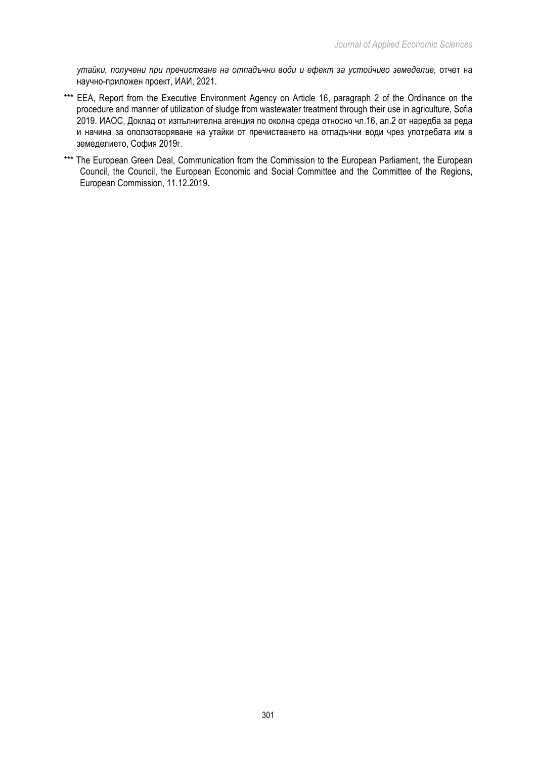*утайки, получени при пречистване на отпадъчни води и ефект за устойчиво земеделие,* отчет на научно-приложен проект, ИАИ, 2021.

*** EEA, Report from the Executive Environment Agency on Article 16, paragraph 2 of the Ordinance on the procedure and manner of utilization of sludge from wastewater treatment through their use in agriculture, Sofia 2019. ИАОС, Доклад от изпълнителна агенция по околна среда относно чл.16, ал.2 от наредба за реда и начина за оползотворяване на утайки от пречистването на отпадъчни води чрез употребата им в земеделието, София 2019г.

*** The European Green Deal, Communication from the Commission to the European Parliament, the European Council, the Council, the European Economic and Social Committee and the Committee of the Regions, European Commission, 11.12.2019.